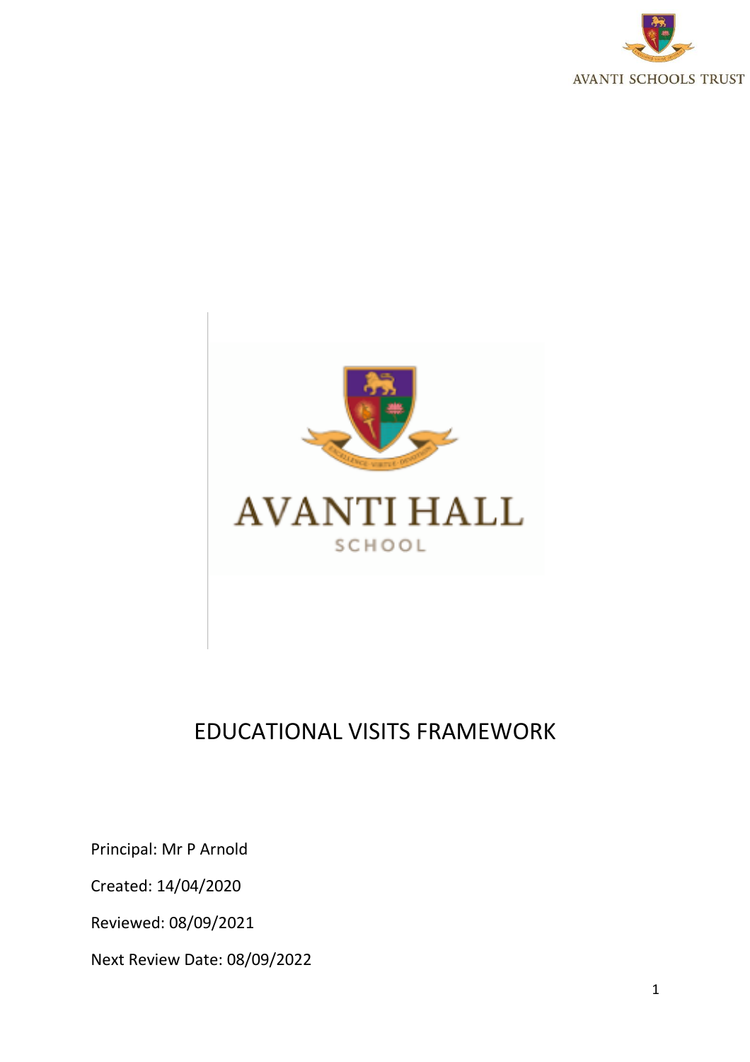AVANTI SCHOOLS TRUST

AVANTI HALL

SCHOOL

# EDUCATIONAL VISITS FRAMEWORK

Principal: Mr P Arnold

Created: 14/04/2020

Reviewed: 08/09/2021

Next Review Date: 08/09/2022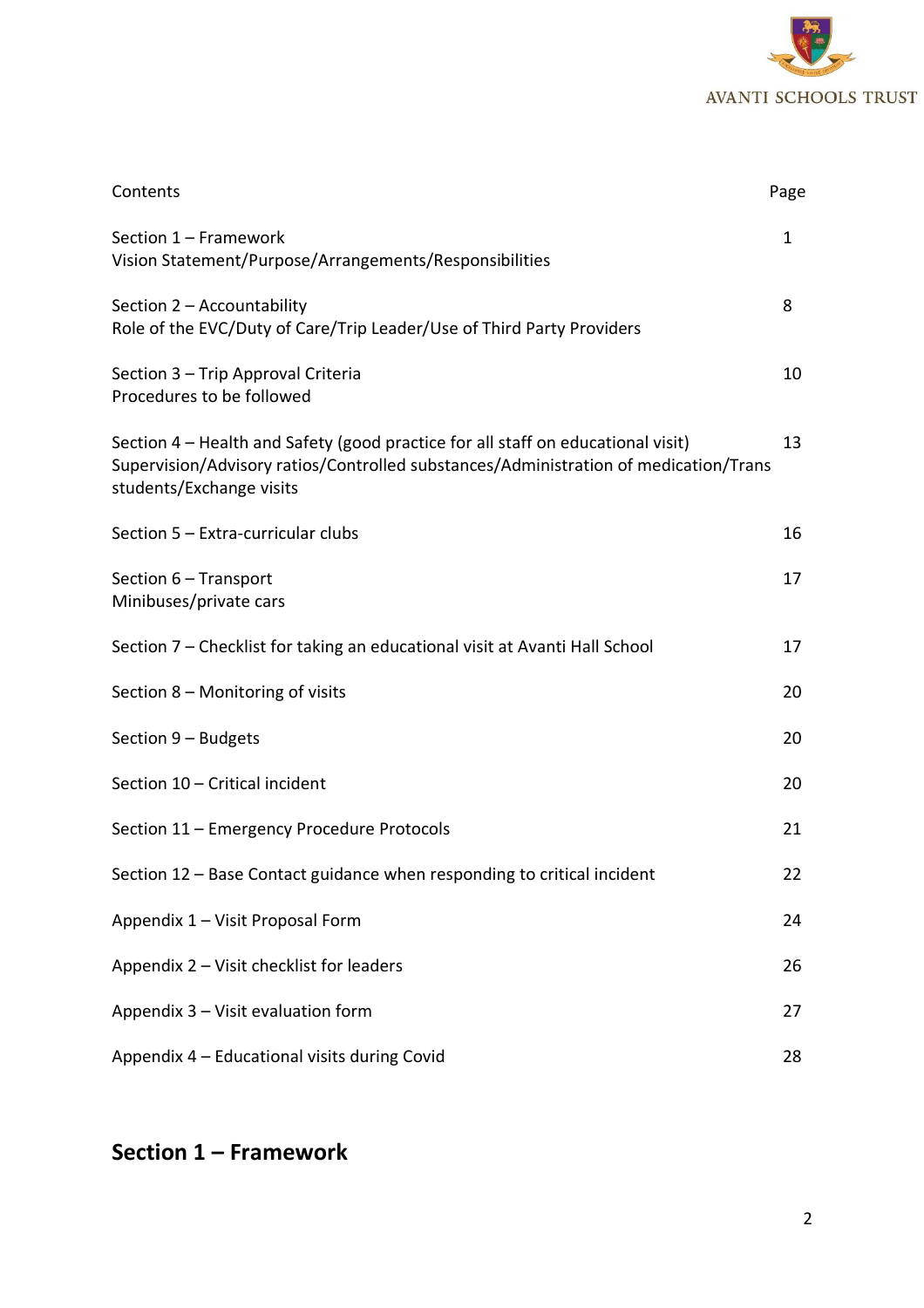| Contents | Page |
| --- | --- |
| Section 1 – Framework<br>Vision Statement/Purpose/Arrangements/Responsibilities | 1 |
| Section 2 – Accountability<br>Role of the EVC/Duty of Care/Trip Leader/Use of Third Party Providers | 8 |
| Section 3 – Trip Approval Criteria<br>Procedures to be followed | 10 |
| Section 4 – Health and Safety (good practice for all staff on educational visit)<br>Supervision/Advisory ratios/Controlled substances/Administration of medication/Trans students/Exchange visits | 13 |
| Section 5 – Extra-curricular clubs | 16 |
| Section 6 – Transport<br>Minibuses/private cars | 17 |
| Section 7 – Checklist for taking an educational visit at Avanti Hall School | 17 |
| Section 8 – Monitoring of visits | 20 |
| Section 9 – Budgets | 20 |
| Section 10 – Critical incident | 20 |
| Section 11 – Emergency Procedure Protocols | 21 |
| Section 12 – Base Contact guidance when responding to critical incident | 22 |
| Appendix 1 – Visit Proposal Form | 24 |
| Appendix 2 – Visit checklist for leaders | 26 |
| Appendix 3 – Visit evaluation form | 27 |
| Appendix 4 – Educational visits during Covid | 28 |

## Section 1 – Framework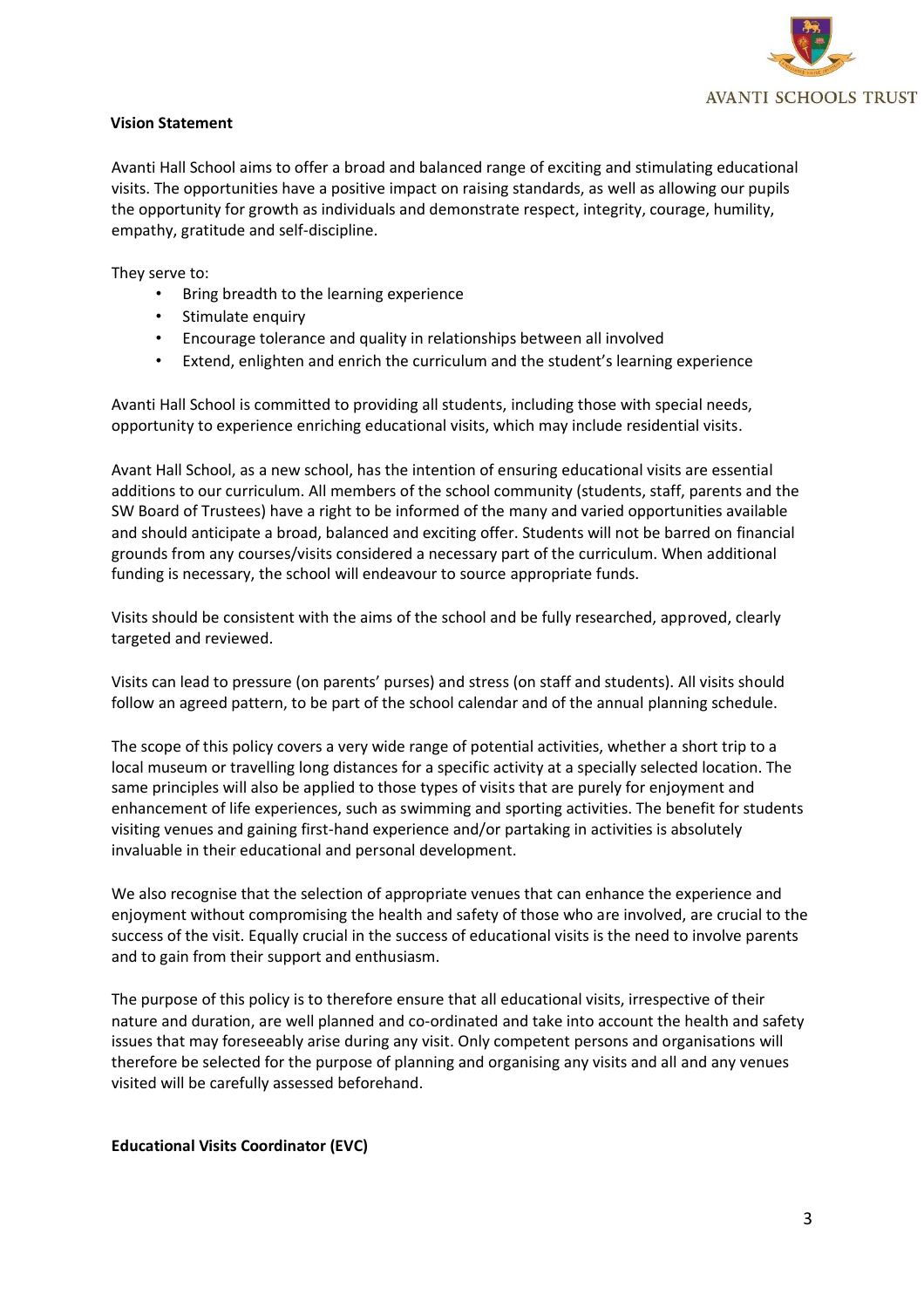**Vision Statement**

Avanti Hall School aims to offer a broad and balanced range of exciting and stimulating educational visits. The opportunities have a positive impact on raising standards, as well as allowing our pupils the opportunity for growth as individuals and demonstrate respect, integrity, courage, humility, empathy, gratitude and self-discipline.

They serve to:

- Bring breadth to the learning experience
- Stimulate enquiry
- Encourage tolerance and quality in relationships between all involved
- Extend, enlighten and enrich the curriculum and the student's learning experience

Avanti Hall School is committed to providing all students, including those with special needs, opportunity to experience enriching educational visits, which may include residential visits.

Avant Hall School, as a new school, has the intention of ensuring educational visits are essential additions to our curriculum. All members of the school community (students, staff, parents and the SW Board of Trustees) have a right to be informed of the many and varied opportunities available and should anticipate a broad, balanced and exciting offer. Students will not be barred on financial grounds from any courses/visits considered a necessary part of the curriculum. When additional funding is necessary, the school will endeavour to source appropriate funds.

Visits should be consistent with the aims of the school and be fully researched, approved, clearly targeted and reviewed.

Visits can lead to pressure (on parents' purses) and stress (on staff and students). All visits should follow an agreed pattern, to be part of the school calendar and of the annual planning schedule.

The scope of this policy covers a very wide range of potential activities, whether a short trip to a local museum or travelling long distances for a specific activity at a specially selected location. The same principles will also be applied to those types of visits that are purely for enjoyment and enhancement of life experiences, such as swimming and sporting activities. The benefit for students visiting venues and gaining first-hand experience and/or partaking in activities is absolutely invaluable in their educational and personal development.

We also recognise that the selection of appropriate venues that can enhance the experience and enjoyment without compromising the health and safety of those who are involved, are crucial to the success of the visit. Equally crucial in the success of educational visits is the need to involve parents and to gain from their support and enthusiasm.

The purpose of this policy is to therefore ensure that all educational visits, irrespective of their nature and duration, are well planned and co-ordinated and take into account the health and safety issues that may foreseeably arise during any visit. Only competent persons and organisations will therefore be selected for the purpose of planning and organising any visits and all and any venues visited will be carefully assessed beforehand.

**Educational Visits Coordinator (EVC)**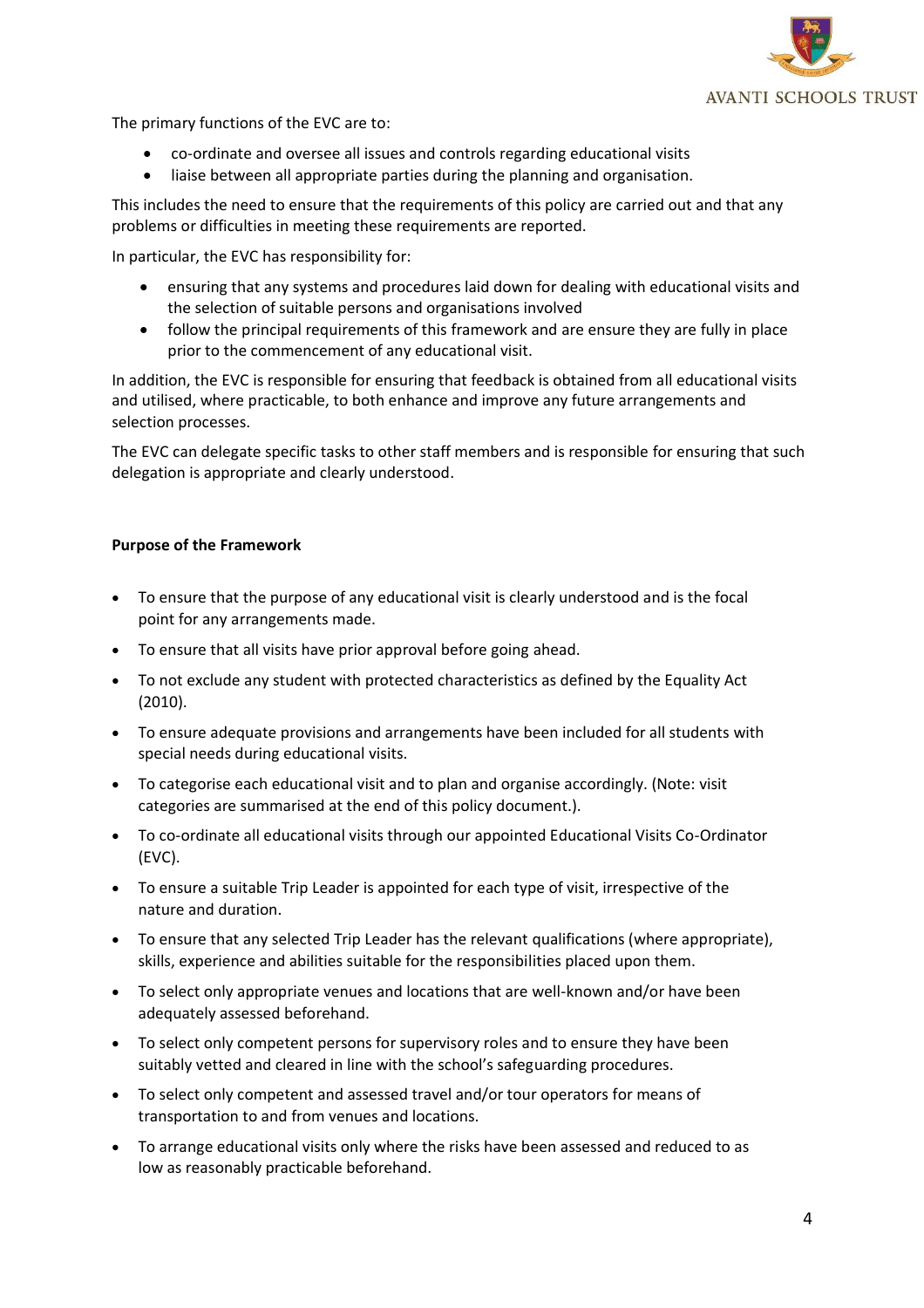The primary functions of the EVC are to:

- co-ordinate and oversee all issues and controls regarding educational visits
- liaise between all appropriate parties during the planning and organisation.

This includes the need to ensure that the requirements of this policy are carried out and that any problems or difficulties in meeting these requirements are reported.

In particular, the EVC has responsibility for:

- ensuring that any systems and procedures laid down for dealing with educational visits and the selection of suitable persons and organisations involved
- follow the principal requirements of this framework and are ensure they are fully in place prior to the commencement of any educational visit.

In addition, the EVC is responsible for ensuring that feedback is obtained from all educational visits and utilised, where practicable, to both enhance and improve any future arrangements and selection processes.

The EVC can delegate specific tasks to other staff members and is responsible for ensuring that such delegation is appropriate and clearly understood.

**Purpose of the Framework**

- To ensure that the purpose of any educational visit is clearly understood and is the focal point for any arrangements made.
- To ensure that all visits have prior approval before going ahead.
- To not exclude any student with protected characteristics as defined by the Equality Act (2010).
- To ensure adequate provisions and arrangements have been included for all students with special needs during educational visits.
- To categorise each educational visit and to plan and organise accordingly. (Note: visit categories are summarised at the end of this policy document.).
- To co-ordinate all educational visits through our appointed Educational Visits Co-Ordinator (EVC).
- To ensure a suitable Trip Leader is appointed for each type of visit, irrespective of the nature and duration.
- To ensure that any selected Trip Leader has the relevant qualifications (where appropriate), skills, experience and abilities suitable for the responsibilities placed upon them.
- To select only appropriate venues and locations that are well-known and/or have been adequately assessed beforehand.
- To select only competent persons for supervisory roles and to ensure they have been suitably vetted and cleared in line with the school's safeguarding procedures.
- To select only competent and assessed travel and/or tour operators for means of transportation to and from venues and locations.
- To arrange educational visits only where the risks have been assessed and reduced to as low as reasonably practicable beforehand.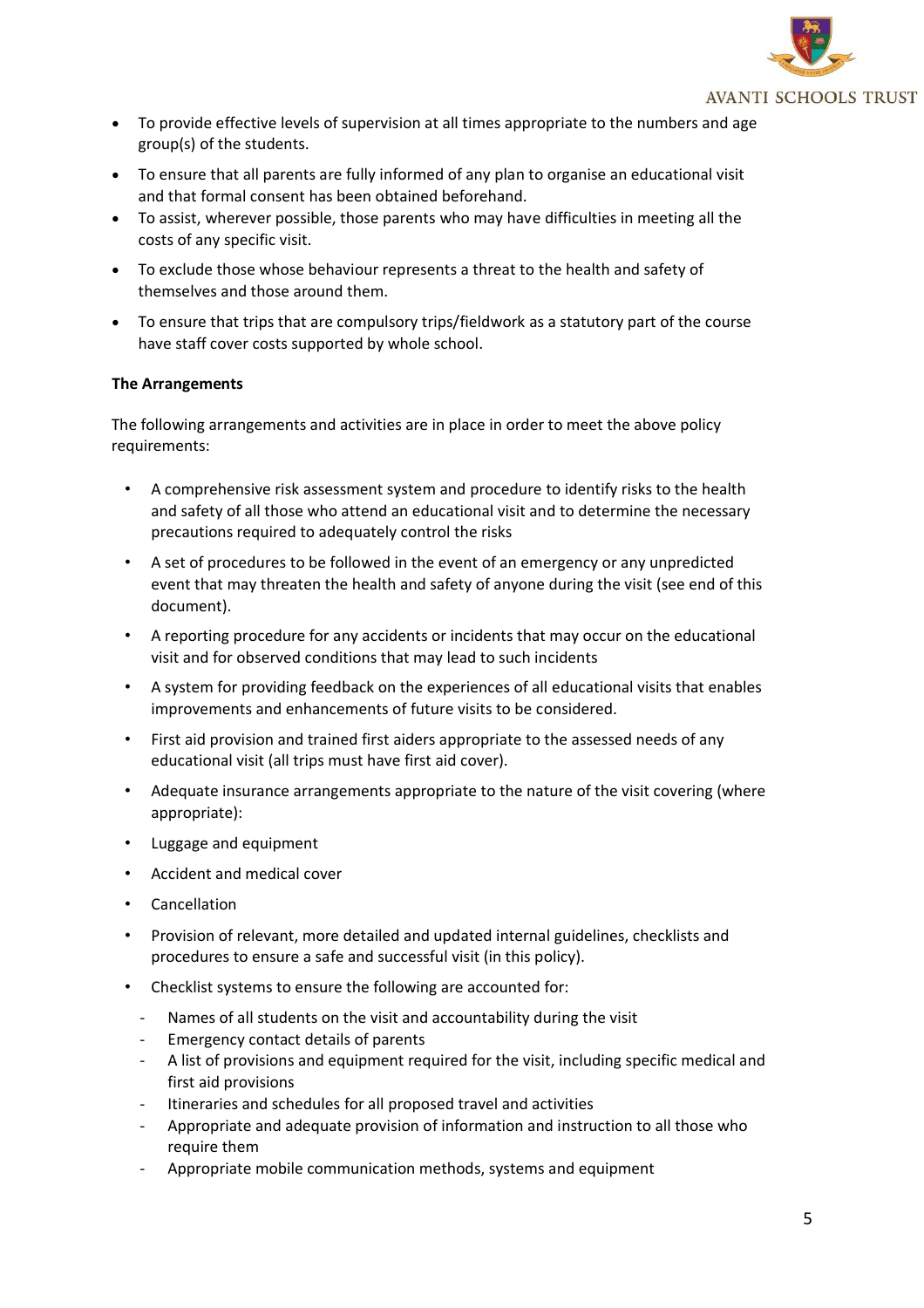- To provide effective levels of supervision at all times appropriate to the numbers and age group(s) of the students.
- To ensure that all parents are fully informed of any plan to organise an educational visit and that formal consent has been obtained beforehand.
- To assist, wherever possible, those parents who may have difficulties in meeting all the costs of any specific visit.
- To exclude those whose behaviour represents a threat to the health and safety of themselves and those around them.
- To ensure that trips that are compulsory trips/fieldwork as a statutory part of the course have staff cover costs supported by whole school.

**The Arrangements**

The following arrangements and activities are in place in order to meet the above policy requirements:

- A comprehensive risk assessment system and procedure to identify risks to the health and safety of all those who attend an educational visit and to determine the necessary precautions required to adequately control the risks
- A set of procedures to be followed in the event of an emergency or any unpredicted event that may threaten the health and safety of anyone during the visit (see end of this document).
- A reporting procedure for any accidents or incidents that may occur on the educational visit and for observed conditions that may lead to such incidents
- A system for providing feedback on the experiences of all educational visits that enables improvements and enhancements of future visits to be considered.
- First aid provision and trained first aiders appropriate to the assessed needs of any educational visit (all trips must have first aid cover).
- Adequate insurance arrangements appropriate to the nature of the visit covering (where appropriate):
- Luggage and equipment
- Accident and medical cover
- Cancellation
- Provision of relevant, more detailed and updated internal guidelines, checklists and procedures to ensure a safe and successful visit (in this policy).
- Checklist systems to ensure the following are accounted for:
  - Names of all students on the visit and accountability during the visit
  - Emergency contact details of parents
  - A list of provisions and equipment required for the visit, including specific medical and first aid provisions
  - Itineraries and schedules for all proposed travel and activities
  - Appropriate and adequate provision of information and instruction to all those who require them
  - Appropriate mobile communication methods, systems and equipment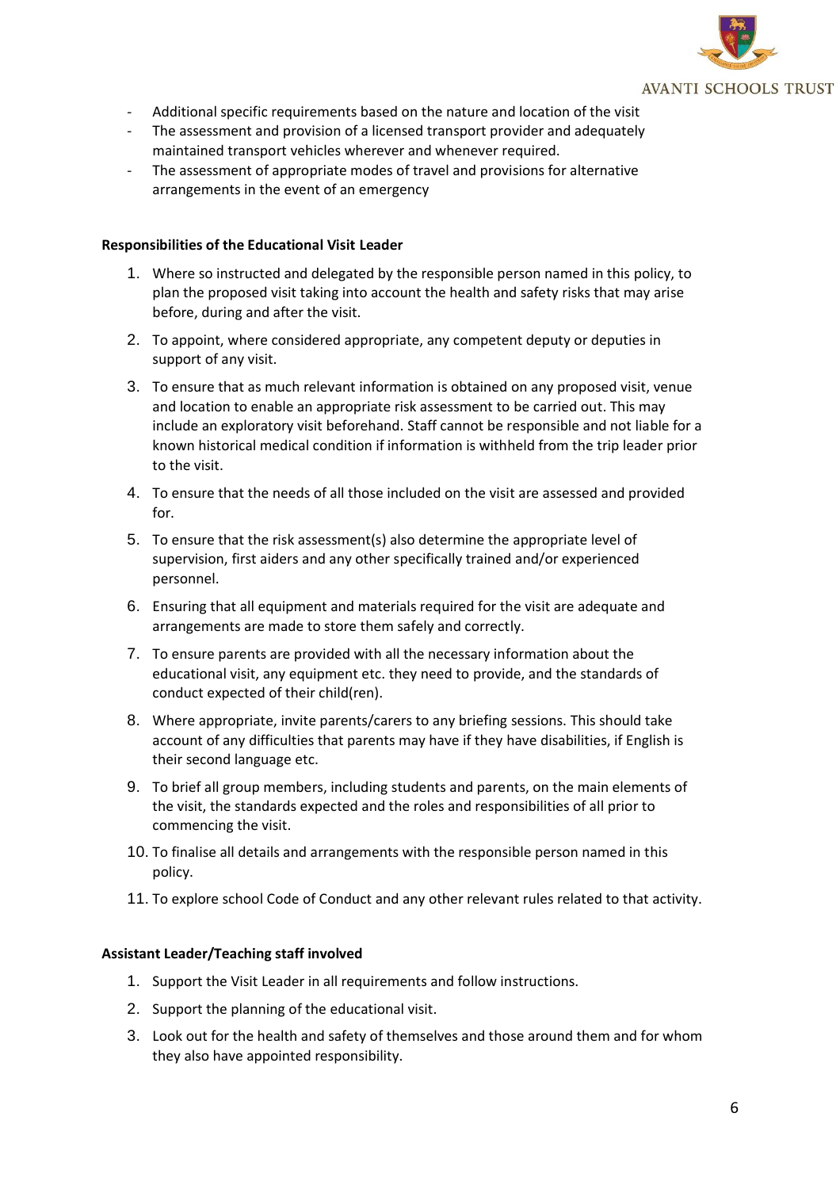- Additional specific requirements based on the nature and location of the visit
- The assessment and provision of a licensed transport provider and adequately maintained transport vehicles wherever and whenever required.
- The assessment of appropriate modes of travel and provisions for alternative arrangements in the event of an emergency

**Responsibilities of the Educational Visit Leader**

1. Where so instructed and delegated by the responsible person named in this policy, to plan the proposed visit taking into account the health and safety risks that may arise before, during and after the visit.
2. To appoint, where considered appropriate, any competent deputy or deputies in support of any visit.
3. To ensure that as much relevant information is obtained on any proposed visit, venue and location to enable an appropriate risk assessment to be carried out. This may include an exploratory visit beforehand. Staff cannot be responsible and not liable for a known historical medical condition if information is withheld from the trip leader prior to the visit.
4. To ensure that the needs of all those included on the visit are assessed and provided for.
5. To ensure that the risk assessment(s) also determine the appropriate level of supervision, first aiders and any other specifically trained and/or experienced personnel.
6. Ensuring that all equipment and materials required for the visit are adequate and arrangements are made to store them safely and correctly.
7. To ensure parents are provided with all the necessary information about the educational visit, any equipment etc. they need to provide, and the standards of conduct expected of their child(ren).
8. Where appropriate, invite parents/carers to any briefing sessions. This should take account of any difficulties that parents may have if they have disabilities, if English is their second language etc.
9. To brief all group members, including students and parents, on the main elements of the visit, the standards expected and the roles and responsibilities of all prior to commencing the visit.
10. To finalise all details and arrangements with the responsible person named in this policy.
11. To explore school Code of Conduct and any other relevant rules related to that activity.

**Assistant Leader/Teaching staff involved**

1. Support the Visit Leader in all requirements and follow instructions.
2. Support the planning of the educational visit.
3. Look out for the health and safety of themselves and those around them and for whom they also have appointed responsibility.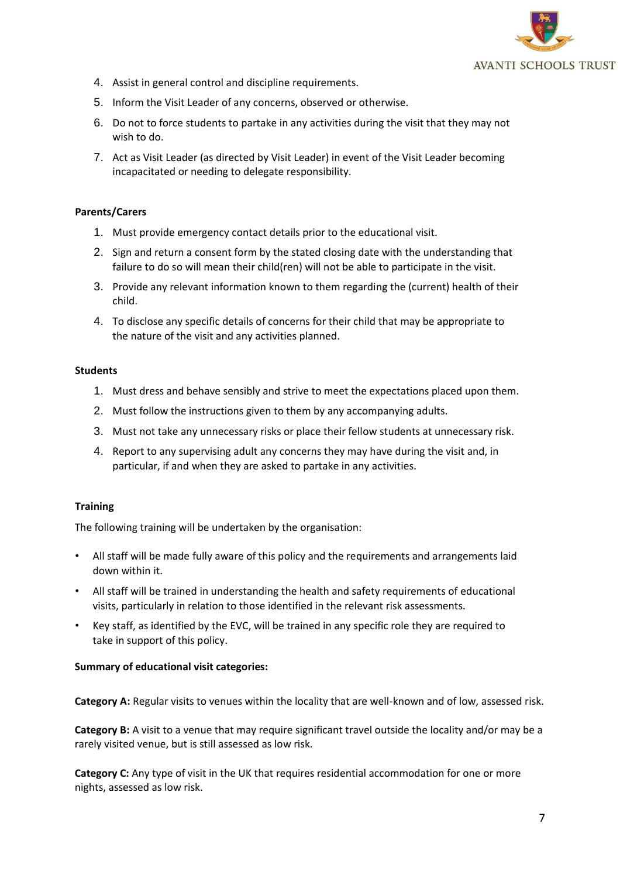4. Assist in general control and discipline requirements.
5. Inform the Visit Leader of any concerns, observed or otherwise.
6. Do not to force students to partake in any activities during the visit that they may not wish to do.
7. Act as Visit Leader (as directed by Visit Leader) in event of the Visit Leader becoming incapacitated or needing to delegate responsibility.

**Parents/Carers**

1. Must provide emergency contact details prior to the educational visit.
2. Sign and return a consent form by the stated closing date with the understanding that failure to do so will mean their child(ren) will not be able to participate in the visit.
3. Provide any relevant information known to them regarding the (current) health of their child.
4. To disclose any specific details of concerns for their child that may be appropriate to the nature of the visit and any activities planned.

**Students**

1. Must dress and behave sensibly and strive to meet the expectations placed upon them.
2. Must follow the instructions given to them by any accompanying adults.
3. Must not take any unnecessary risks or place their fellow students at unnecessary risk.
4. Report to any supervising adult any concerns they may have during the visit and, in particular, if and when they are asked to partake in any activities.

**Training**

The following training will be undertaken by the organisation:

- All staff will be made fully aware of this policy and the requirements and arrangements laid down within it.
- All staff will be trained in understanding the health and safety requirements of educational visits, particularly in relation to those identified in the relevant risk assessments.
- Key staff, as identified by the EVC, will be trained in any specific role they are required to take in support of this policy.

**Summary of educational visit categories:**

**Category A:** Regular visits to venues within the locality that are well-known and of low, assessed risk.

**Category B:** A visit to a venue that may require significant travel outside the locality and/or may be a rarely visited venue, but is still assessed as low risk.

**Category C:** Any type of visit in the UK that requires residential accommodation for one or more nights, assessed as low risk.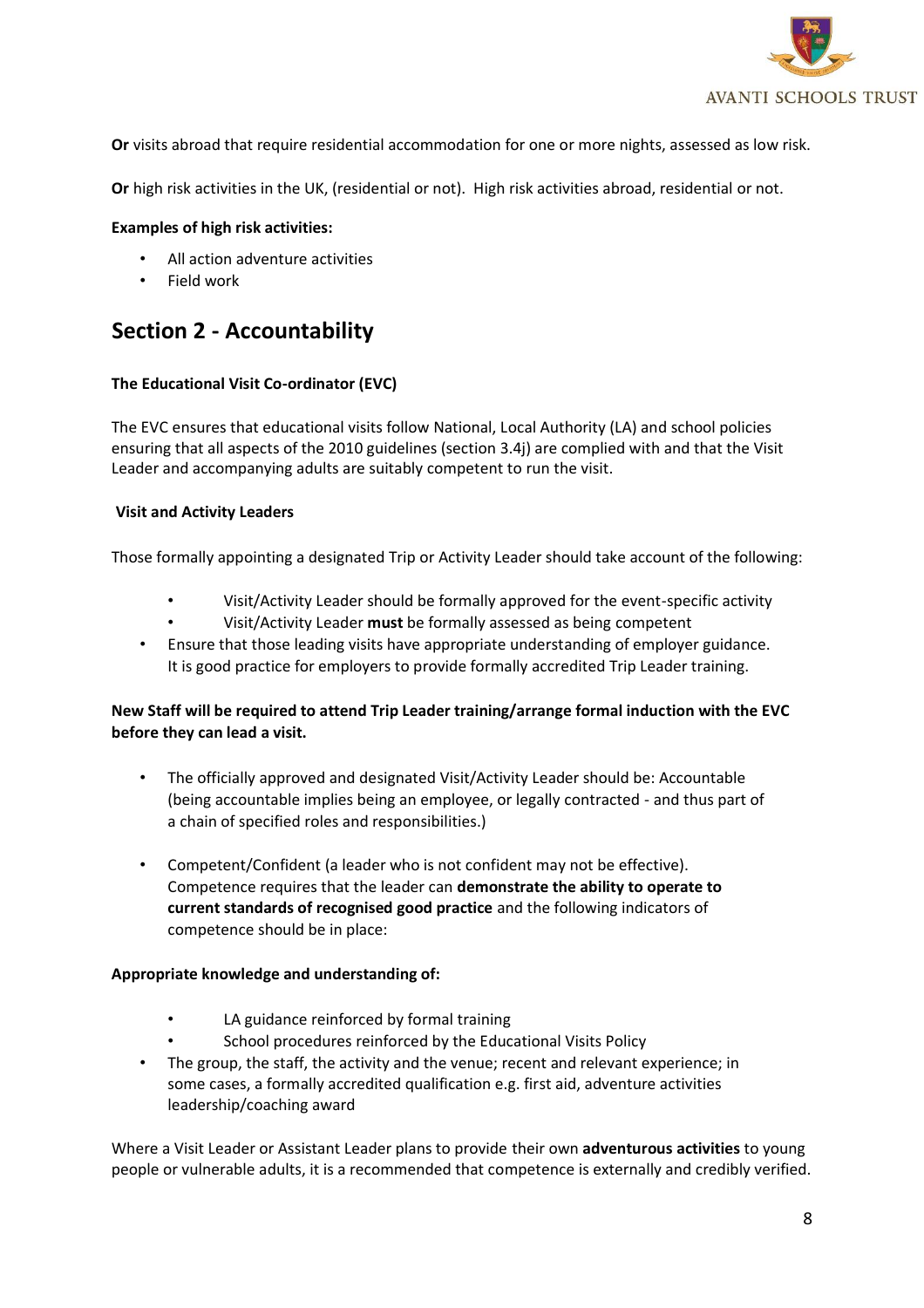**Or** visits abroad that require residential accommodation for one or more nights, assessed as low risk.

**Or** high risk activities in the UK, (residential or not). High risk activities abroad, residential or not.

**Examples of high risk activities:**

- All action adventure activities
- Field work

## Section 2 - Accountability

**The Educational Visit Co-ordinator (EVC)**

The EVC ensures that educational visits follow National, Local Authority (LA) and school policies ensuring that all aspects of the 2010 guidelines (section 3.4j) are complied with and that the Visit Leader and accompanying adults are suitably competent to run the visit.

**Visit and Activity Leaders**

Those formally appointing a designated Trip or Activity Leader should take account of the following:

- Visit/Activity Leader should be formally approved for the event-specific activity
- Visit/Activity Leader **must** be formally assessed as being competent
- Ensure that those leading visits have appropriate understanding of employer guidance. It is good practice for employers to provide formally accredited Trip Leader training.

**New Staff will be required to attend Trip Leader training/arrange formal induction with the EVC before they can lead a visit.**

- The officially approved and designated Visit/Activity Leader should be: Accountable (being accountable implies being an employee, or legally contracted - and thus part of a chain of specified roles and responsibilities.)

- Competent/Confident (a leader who is not confident may not be effective). Competence requires that the leader can **demonstrate the ability to operate to current standards of recognised good practice** and the following indicators of competence should be in place:

**Appropriate knowledge and understanding of:**

- LA guidance reinforced by formal training
- School procedures reinforced by the Educational Visits Policy
- The group, the staff, the activity and the venue; recent and relevant experience; in some cases, a formally accredited qualification e.g. first aid, adventure activities leadership/coaching award

Where a Visit Leader or Assistant Leader plans to provide their own **adventurous activities** to young people or vulnerable adults, it is a recommended that competence is externally and credibly verified.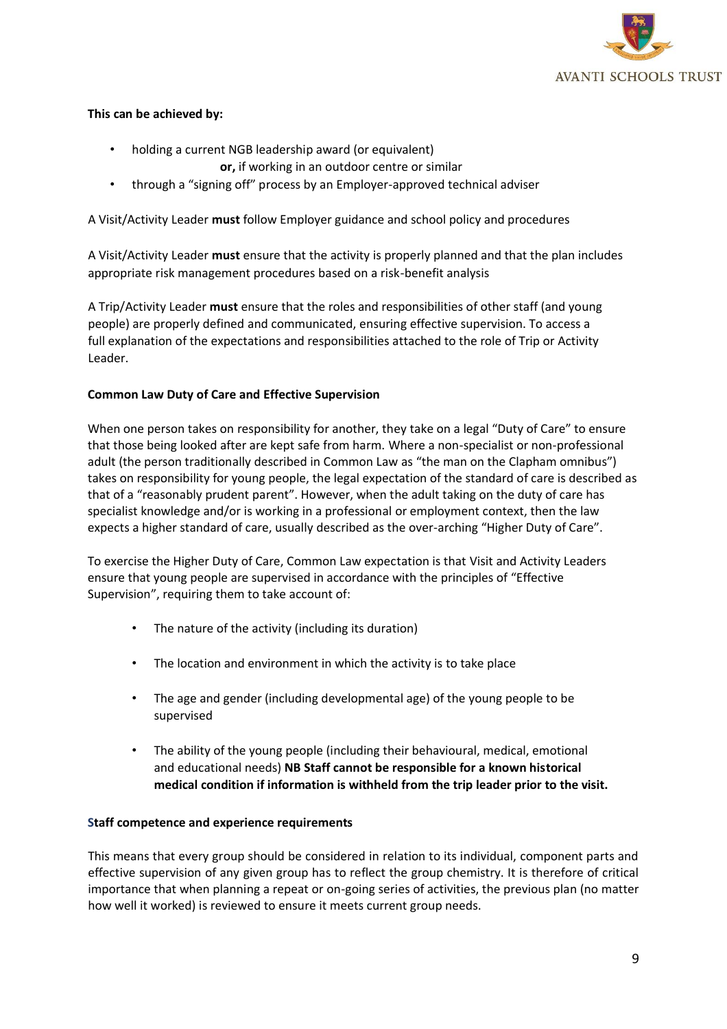**This can be achieved by:**

- holding a current NGB leadership award (or equivalent)
  **or,** if working in an outdoor centre or similar
- through a "signing off" process by an Employer-approved technical adviser

A Visit/Activity Leader **must** follow Employer guidance and school policy and procedures

A Visit/Activity Leader **must** ensure that the activity is properly planned and that the plan includes appropriate risk management procedures based on a risk-benefit analysis

A Trip/Activity Leader **must** ensure that the roles and responsibilities of other staff (and young people) are properly defined and communicated, ensuring effective supervision. To access a full explanation of the expectations and responsibilities attached to the role of Trip or Activity Leader.

**Common Law Duty of Care and Effective Supervision**

When one person takes on responsibility for another, they take on a legal "Duty of Care" to ensure that those being looked after are kept safe from harm. Where a non-specialist or non-professional adult (the person traditionally described in Common Law as "the man on the Clapham omnibus") takes on responsibility for young people, the legal expectation of the standard of care is described as that of a "reasonably prudent parent". However, when the adult taking on the duty of care has specialist knowledge and/or is working in a professional or employment context, then the law expects a higher standard of care, usually described as the over-arching "Higher Duty of Care".

To exercise the Higher Duty of Care, Common Law expectation is that Visit and Activity Leaders ensure that young people are supervised in accordance with the principles of "Effective Supervision", requiring them to take account of:

- The nature of the activity (including its duration)
- The location and environment in which the activity is to take place
- The age and gender (including developmental age) of the young people to be supervised
- The ability of the young people (including their behavioural, medical, emotional and educational needs) **NB Staff cannot be responsible for a known historical medical condition if information is withheld from the trip leader prior to the visit.**

**Staff competence and experience requirements**

This means that every group should be considered in relation to its individual, component parts and effective supervision of any given group has to reflect the group chemistry. It is therefore of critical importance that when planning a repeat or on-going series of activities, the previous plan (no matter how well it worked) is reviewed to ensure it meets current group needs.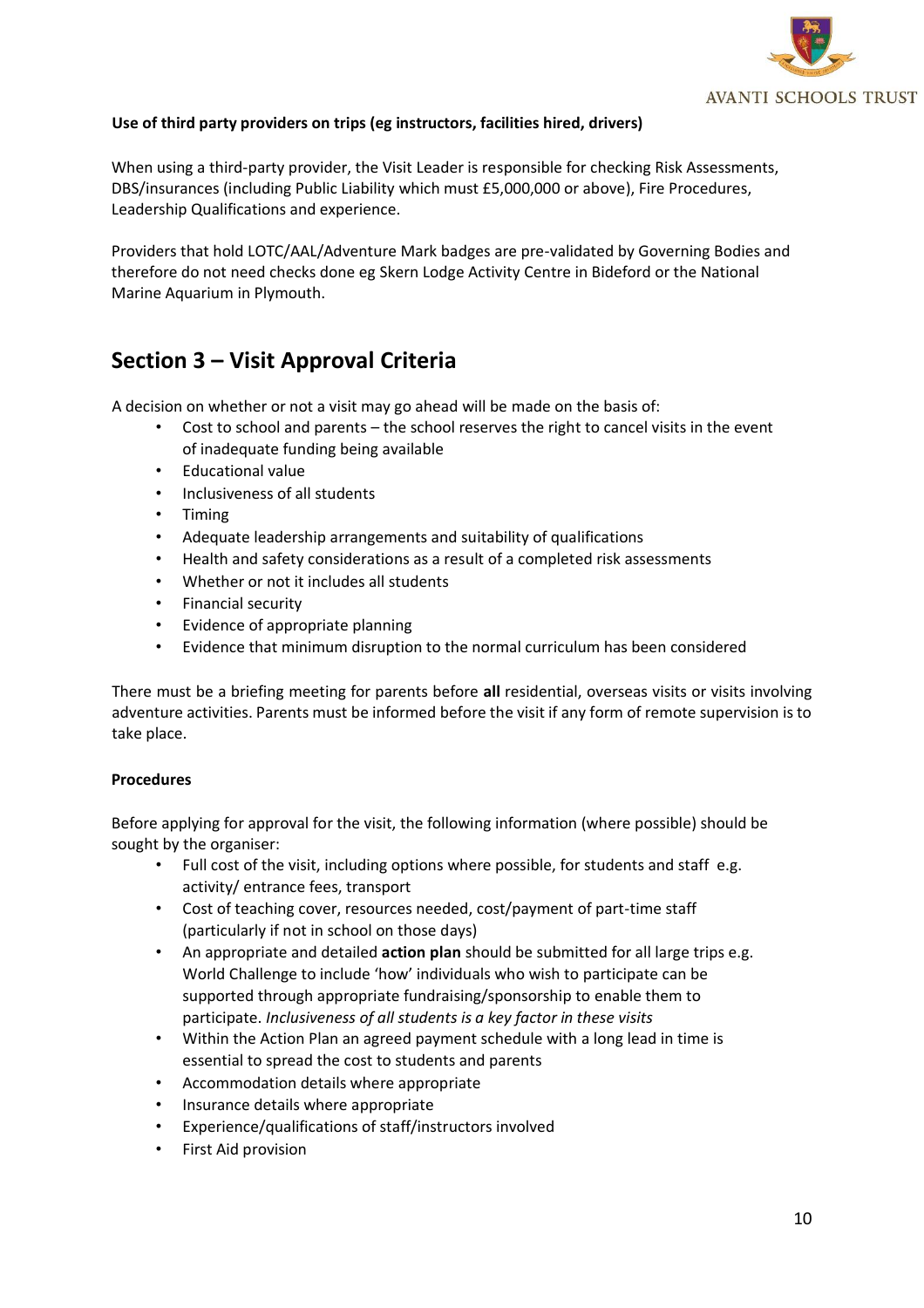**Use of third party providers on trips (eg instructors, facilities hired, drivers)**

When using a third-party provider, the Visit Leader is responsible for checking Risk Assessments, DBS/insurances (including Public Liability which must £5,000,000 or above), Fire Procedures, Leadership Qualifications and experience.

Providers that hold LOTC/AAL/Adventure Mark badges are pre-validated by Governing Bodies and therefore do not need checks done eg Skern Lodge Activity Centre in Bideford or the National Marine Aquarium in Plymouth.

## Section 3 – Visit Approval Criteria

A decision on whether or not a visit may go ahead will be made on the basis of:

- Cost to school and parents – the school reserves the right to cancel visits in the event of inadequate funding being available
- Educational value
- Inclusiveness of all students
- Timing
- Adequate leadership arrangements and suitability of qualifications
- Health and safety considerations as a result of a completed risk assessments
- Whether or not it includes all students
- Financial security
- Evidence of appropriate planning
- Evidence that minimum disruption to the normal curriculum has been considered

There must be a briefing meeting for parents before **all** residential, overseas visits or visits involving adventure activities. Parents must be informed before the visit if any form of remote supervision is to take place.

**Procedures**

Before applying for approval for the visit, the following information (where possible) should be sought by the organiser:

- Full cost of the visit, including options where possible, for students and staff e.g. activity/ entrance fees, transport
- Cost of teaching cover, resources needed, cost/payment of part-time staff (particularly if not in school on those days)
- An appropriate and detailed **action plan** should be submitted for all large trips e.g. World Challenge to include 'how' individuals who wish to participate can be supported through appropriate fundraising/sponsorship to enable them to participate. *Inclusiveness of all students is a key factor in these visits*
- Within the Action Plan an agreed payment schedule with a long lead in time is essential to spread the cost to students and parents
- Accommodation details where appropriate
- Insurance details where appropriate
- Experience/qualifications of staff/instructors involved
- First Aid provision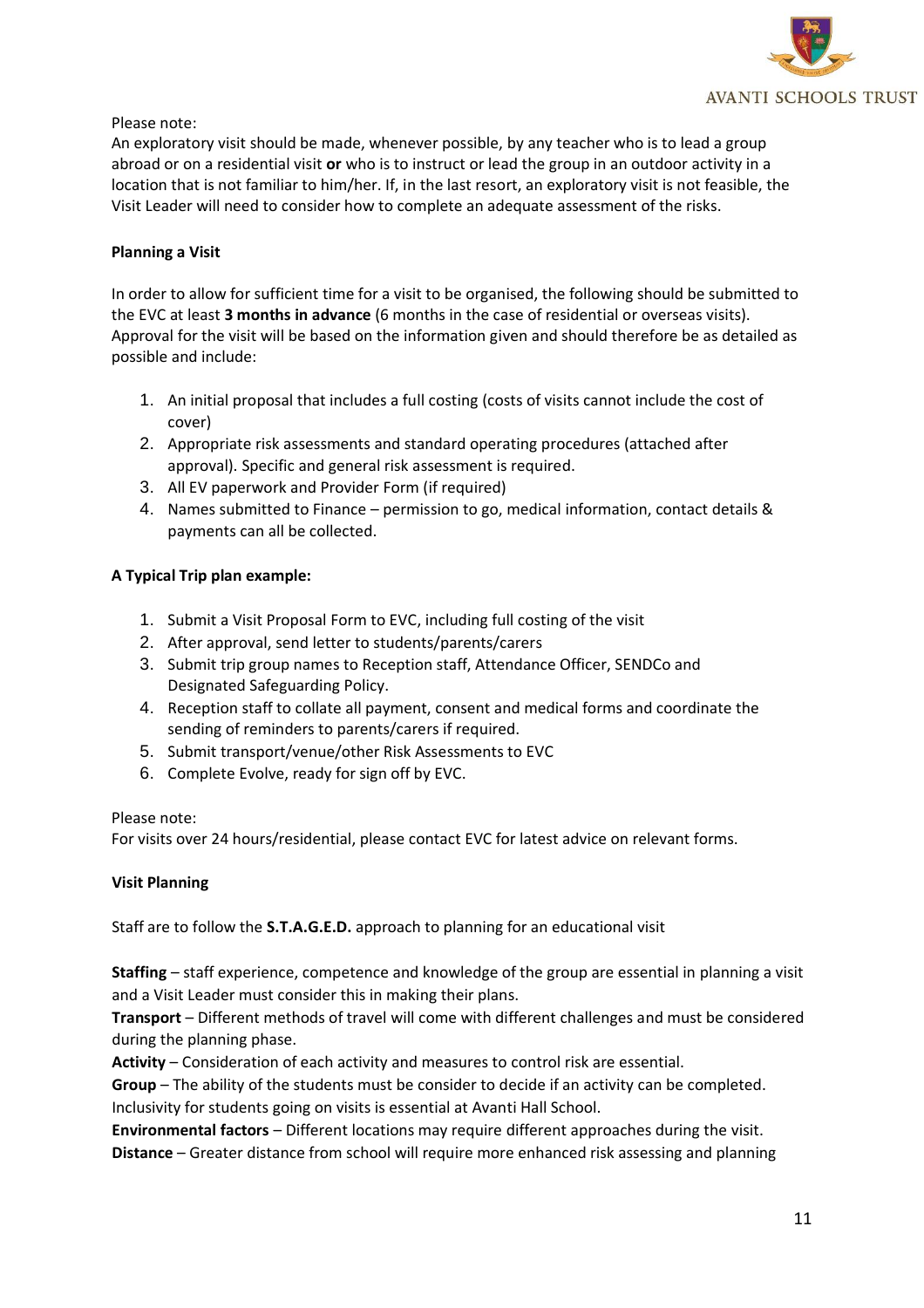Please note:
An exploratory visit should be made, whenever possible, by any teacher who is to lead a group abroad or on a residential visit **or** who is to instruct or lead the group in an outdoor activity in a location that is not familiar to him/her. If, in the last resort, an exploratory visit is not feasible, the Visit Leader will need to consider how to complete an adequate assessment of the risks.

**Planning a Visit**

In order to allow for sufficient time for a visit to be organised, the following should be submitted to the EVC at least **3 months in advance** (6 months in the case of residential or overseas visits). Approval for the visit will be based on the information given and should therefore be as detailed as possible and include:

1. An initial proposal that includes a full costing (costs of visits cannot include the cost of cover)
2. Appropriate risk assessments and standard operating procedures (attached after approval). Specific and general risk assessment is required.
3. All EV paperwork and Provider Form (if required)
4. Names submitted to Finance – permission to go, medical information, contact details & payments can all be collected.

**A Typical Trip plan example:**

1. Submit a Visit Proposal Form to EVC, including full costing of the visit
2. After approval, send letter to students/parents/carers
3. Submit trip group names to Reception staff, Attendance Officer, SENDCo and Designated Safeguarding Policy.
4. Reception staff to collate all payment, consent and medical forms and coordinate the sending of reminders to parents/carers if required.
5. Submit transport/venue/other Risk Assessments to EVC
6. Complete Evolve, ready for sign off by EVC.

Please note:
For visits over 24 hours/residential, please contact EVC for latest advice on relevant forms.

**Visit Planning**

Staff are to follow the **S.T.A.G.E.D.** approach to planning for an educational visit

**Staffing** – staff experience, competence and knowledge of the group are essential in planning a visit and a Visit Leader must consider this in making their plans.
**Transport** – Different methods of travel will come with different challenges and must be considered during the planning phase.
**Activity** – Consideration of each activity and measures to control risk are essential.
**Group** – The ability of the students must be consider to decide if an activity can be completed. Inclusivity for students going on visits is essential at Avanti Hall School.
**Environmental factors** – Different locations may require different approaches during the visit.
**Distance** – Greater distance from school will require more enhanced risk assessing and planning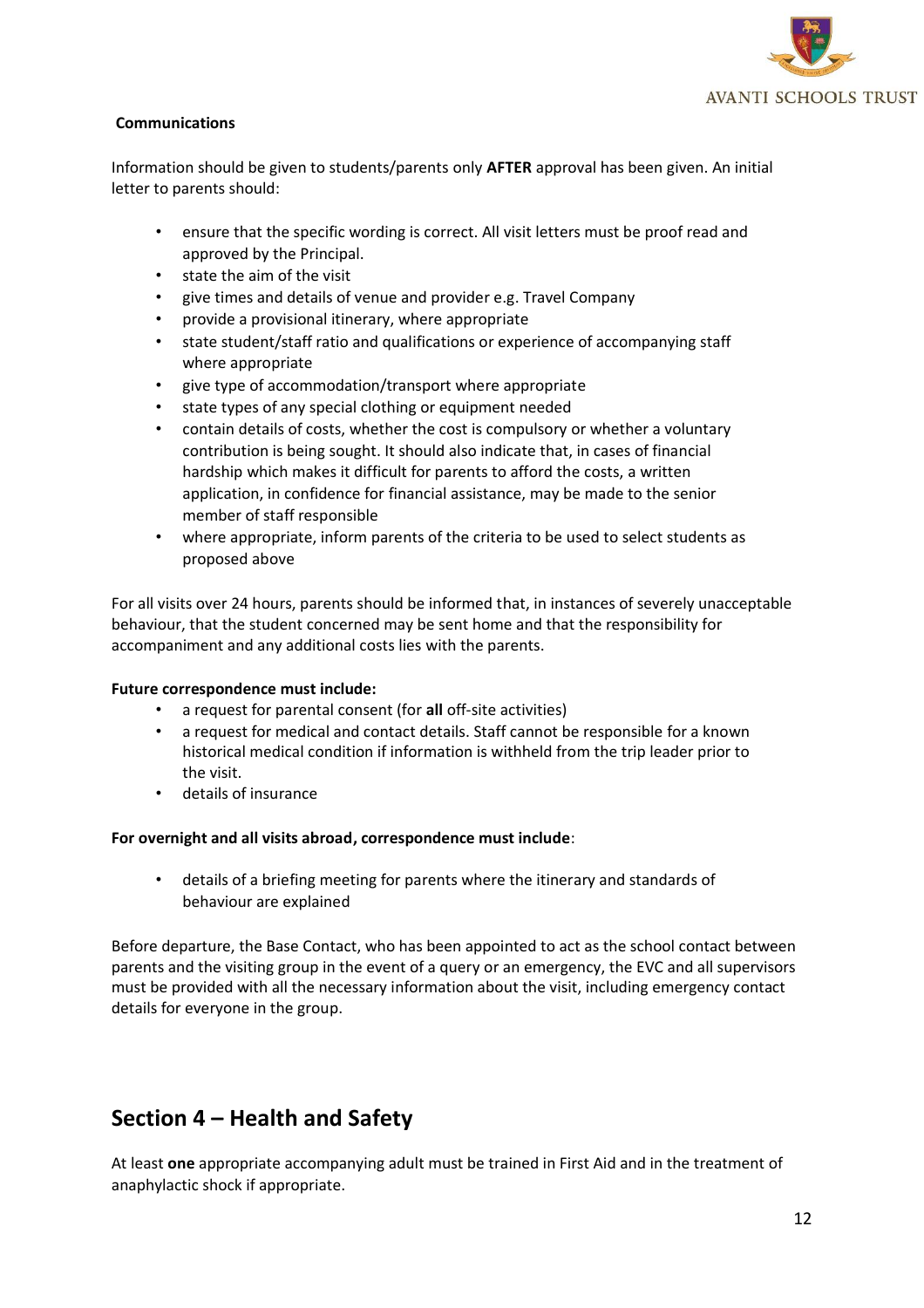**Communications**

Information should be given to students/parents only **AFTER** approval has been given. An initial letter to parents should:

- ensure that the specific wording is correct. All visit letters must be proof read and approved by the Principal.
- state the aim of the visit
- give times and details of venue and provider e.g. Travel Company
- provide a provisional itinerary, where appropriate
- state student/staff ratio and qualifications or experience of accompanying staff where appropriate
- give type of accommodation/transport where appropriate
- state types of any special clothing or equipment needed
- contain details of costs, whether the cost is compulsory or whether a voluntary contribution is being sought. It should also indicate that, in cases of financial hardship which makes it difficult for parents to afford the costs, a written application, in confidence for financial assistance, may be made to the senior member of staff responsible
- where appropriate, inform parents of the criteria to be used to select students as proposed above

For all visits over 24 hours, parents should be informed that, in instances of severely unacceptable behaviour, that the student concerned may be sent home and that the responsibility for accompaniment and any additional costs lies with the parents.

**Future correspondence must include:**

- a request for parental consent (for **all** off-site activities)
- a request for medical and contact details. Staff cannot be responsible for a known historical medical condition if information is withheld from the trip leader prior to the visit.
- details of insurance

**For overnight and all visits abroad, correspondence must include**:

- details of a briefing meeting for parents where the itinerary and standards of behaviour are explained

Before departure, the Base Contact, who has been appointed to act as the school contact between parents and the visiting group in the event of a query or an emergency, the EVC and all supervisors must be provided with all the necessary information about the visit, including emergency contact details for everyone in the group.

## Section 4 – Health and Safety

At least **one** appropriate accompanying adult must be trained in First Aid and in the treatment of anaphylactic shock if appropriate.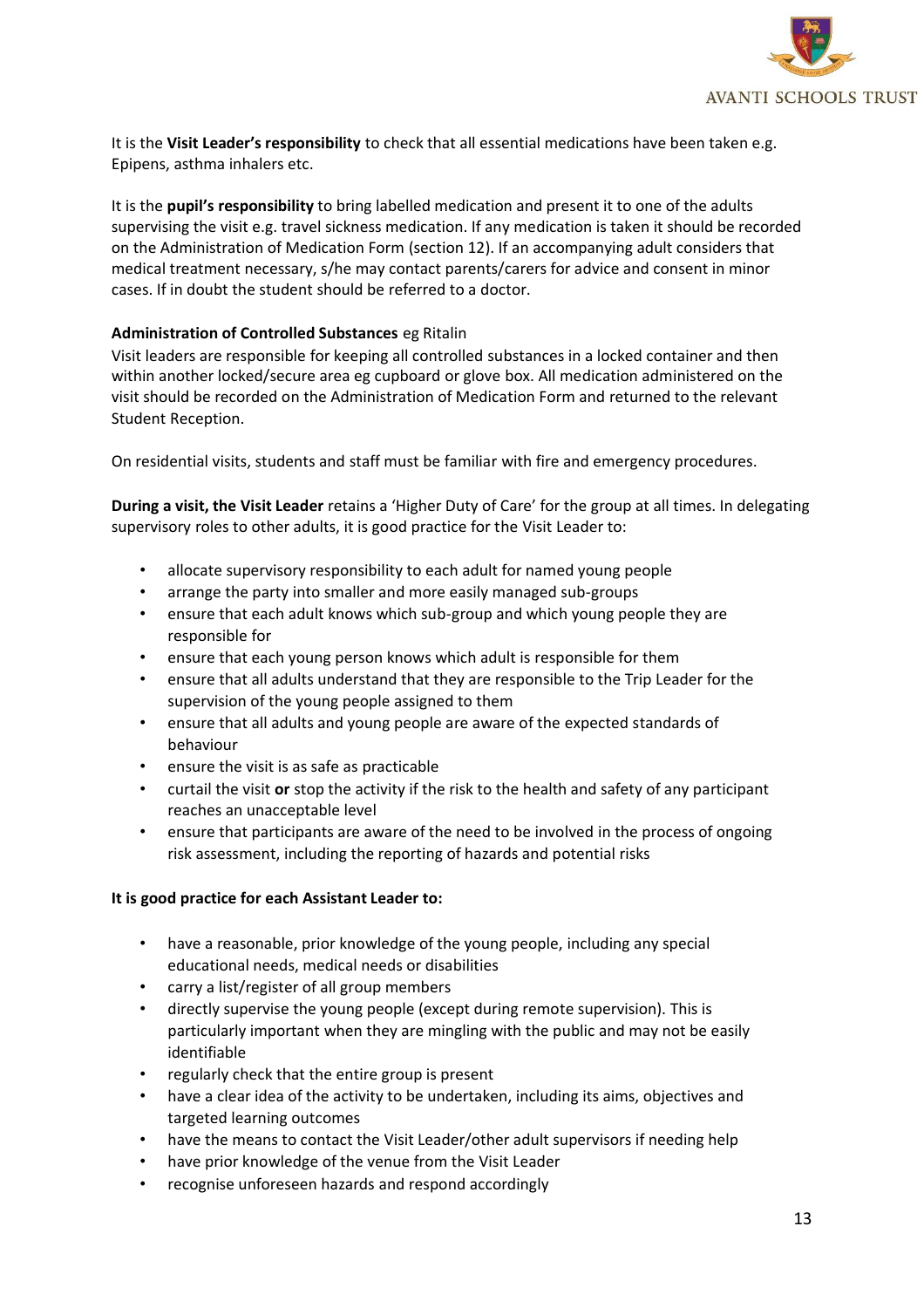It is the **Visit Leader's responsibility** to check that all essential medications have been taken e.g. Epipens, asthma inhalers etc.

It is the **pupil's responsibility** to bring labelled medication and present it to one of the adults supervising the visit e.g. travel sickness medication. If any medication is taken it should be recorded on the Administration of Medication Form (section 12). If an accompanying adult considers that medical treatment necessary, s/he may contact parents/carers for advice and consent in minor cases. If in doubt the student should be referred to a doctor.

**Administration of Controlled Substances** eg Ritalin

Visit leaders are responsible for keeping all controlled substances in a locked container and then within another locked/secure area eg cupboard or glove box. All medication administered on the visit should be recorded on the Administration of Medication Form and returned to the relevant Student Reception.

On residential visits, students and staff must be familiar with fire and emergency procedures.

**During a visit, the Visit Leader** retains a 'Higher Duty of Care' for the group at all times. In delegating supervisory roles to other adults, it is good practice for the Visit Leader to:

- allocate supervisory responsibility to each adult for named young people
- arrange the party into smaller and more easily managed sub-groups
- ensure that each adult knows which sub-group and which young people they are responsible for
- ensure that each young person knows which adult is responsible for them
- ensure that all adults understand that they are responsible to the Trip Leader for the supervision of the young people assigned to them
- ensure that all adults and young people are aware of the expected standards of behaviour
- ensure the visit is as safe as practicable
- curtail the visit **or** stop the activity if the risk to the health and safety of any participant reaches an unacceptable level
- ensure that participants are aware of the need to be involved in the process of ongoing risk assessment, including the reporting of hazards and potential risks

**It is good practice for each Assistant Leader to:**

- have a reasonable, prior knowledge of the young people, including any special educational needs, medical needs or disabilities
- carry a list/register of all group members
- directly supervise the young people (except during remote supervision). This is particularly important when they are mingling with the public and may not be easily identifiable
- regularly check that the entire group is present
- have a clear idea of the activity to be undertaken, including its aims, objectives and targeted learning outcomes
- have the means to contact the Visit Leader/other adult supervisors if needing help
- have prior knowledge of the venue from the Visit Leader
- recognise unforeseen hazards and respond accordingly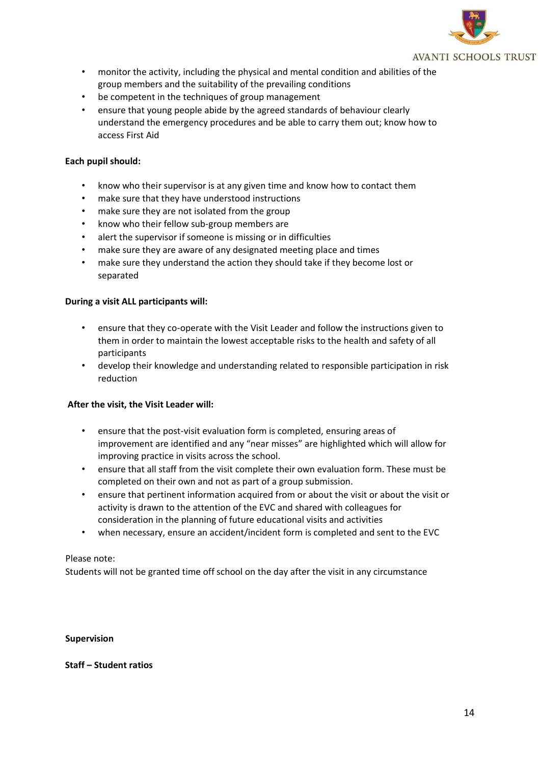- monitor the activity, including the physical and mental condition and abilities of the group members and the suitability of the prevailing conditions
- be competent in the techniques of group management
- ensure that young people abide by the agreed standards of behaviour clearly understand the emergency procedures and be able to carry them out; know how to access First Aid

**Each pupil should:**

- know who their supervisor is at any given time and know how to contact them
- make sure that they have understood instructions
- make sure they are not isolated from the group
- know who their fellow sub-group members are
- alert the supervisor if someone is missing or in difficulties
- make sure they are aware of any designated meeting place and times
- make sure they understand the action they should take if they become lost or separated

**During a visit ALL participants will:**

- ensure that they co-operate with the Visit Leader and follow the instructions given to them in order to maintain the lowest acceptable risks to the health and safety of all participants
- develop their knowledge and understanding related to responsible participation in risk reduction

**After the visit, the Visit Leader will:**

- ensure that the post-visit evaluation form is completed, ensuring areas of improvement are identified and any "near misses" are highlighted which will allow for improving practice in visits across the school.
- ensure that all staff from the visit complete their own evaluation form. These must be completed on their own and not as part of a group submission.
- ensure that pertinent information acquired from or about the visit or about the visit or activity is drawn to the attention of the EVC and shared with colleagues for consideration in the planning of future educational visits and activities
- when necessary, ensure an accident/incident form is completed and sent to the EVC

Please note:
Students will not be granted time off school on the day after the visit in any circumstance

**Supervision**

**Staff – Student ratios**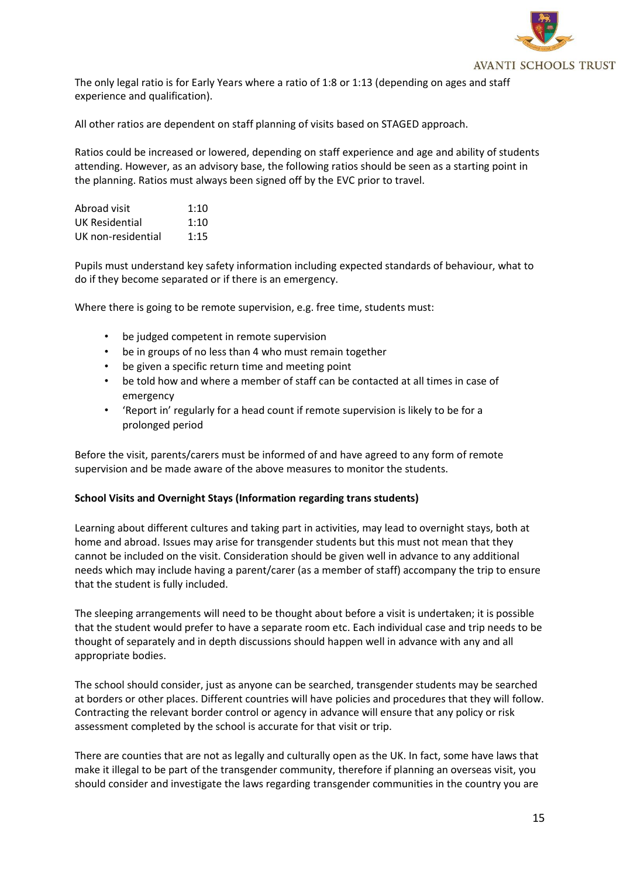The only legal ratio is for Early Years where a ratio of 1:8 or 1:13 (depending on ages and staff experience and qualification).

All other ratios are dependent on staff planning of visits based on STAGED approach.

Ratios could be increased or lowered, depending on staff experience and age and ability of students attending. However, as an advisory base, the following ratios should be seen as a starting point in the planning. Ratios must always been signed off by the EVC prior to travel.

| | |
|---|---|
| Abroad visit | 1:10 |
| UK Residential | 1:10 |
| UK non-residential | 1:15 |

Pupils must understand key safety information including expected standards of behaviour, what to do if they become separated or if there is an emergency.

Where there is going to be remote supervision, e.g. free time, students must:

- be judged competent in remote supervision
- be in groups of no less than 4 who must remain together
- be given a specific return time and meeting point
- be told how and where a member of staff can be contacted at all times in case of emergency
- 'Report in' regularly for a head count if remote supervision is likely to be for a prolonged period

Before the visit, parents/carers must be informed of and have agreed to any form of remote supervision and be made aware of the above measures to monitor the students.

**School Visits and Overnight Stays (Information regarding trans students)**

Learning about different cultures and taking part in activities, may lead to overnight stays, both at home and abroad. Issues may arise for transgender students but this must not mean that they cannot be included on the visit. Consideration should be given well in advance to any additional needs which may include having a parent/carer (as a member of staff) accompany the trip to ensure that the student is fully included.

The sleeping arrangements will need to be thought about before a visit is undertaken; it is possible that the student would prefer to have a separate room etc. Each individual case and trip needs to be thought of separately and in depth discussions should happen well in advance with any and all appropriate bodies.

The school should consider, just as anyone can be searched, transgender students may be searched at borders or other places. Different countries will have policies and procedures that they will follow. Contracting the relevant border control or agency in advance will ensure that any policy or risk assessment completed by the school is accurate for that visit or trip.

There are counties that are not as legally and culturally open as the UK. In fact, some have laws that make it illegal to be part of the transgender community, therefore if planning an overseas visit, you should consider and investigate the laws regarding transgender communities in the country you are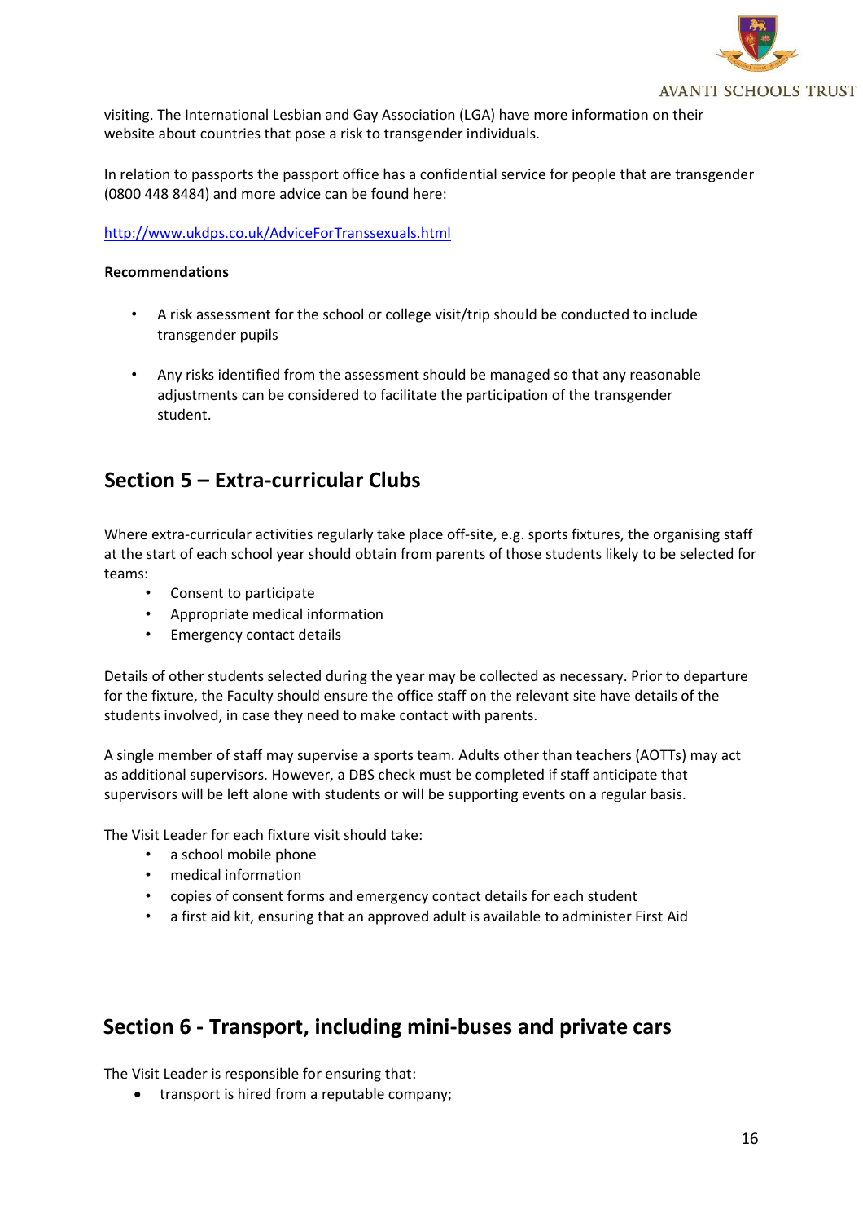visiting. The International Lesbian and Gay Association (LGA) have more information on their website about countries that pose a risk to transgender individuals.

In relation to passports the passport office has a confidential service for people that are transgender (0800 448 8484) and more advice can be found here:

http://www.ukdps.co.uk/AdviceForTranssexuals.html

**Recommendations**

- A risk assessment for the school or college visit/trip should be conducted to include transgender pupils
- Any risks identified from the assessment should be managed so that any reasonable adjustments can be considered to facilitate the participation of the transgender student.

## Section 5 – Extra-curricular Clubs

Where extra-curricular activities regularly take place off-site, e.g. sports fixtures, the organising staff at the start of each school year should obtain from parents of those students likely to be selected for teams:

- Consent to participate
- Appropriate medical information
- Emergency contact details

Details of other students selected during the year may be collected as necessary. Prior to departure for the fixture, the Faculty should ensure the office staff on the relevant site have details of the students involved, in case they need to make contact with parents.

A single member of staff may supervise a sports team. Adults other than teachers (AOTTs) may act as additional supervisors. However, a DBS check must be completed if staff anticipate that supervisors will be left alone with students or will be supporting events on a regular basis.

The Visit Leader for each fixture visit should take:

- a school mobile phone
- medical information
- copies of consent forms and emergency contact details for each student
- a first aid kit, ensuring that an approved adult is available to administer First Aid

## Section 6 - Transport, including mini-buses and private cars

The Visit Leader is responsible for ensuring that:

- transport is hired from a reputable company;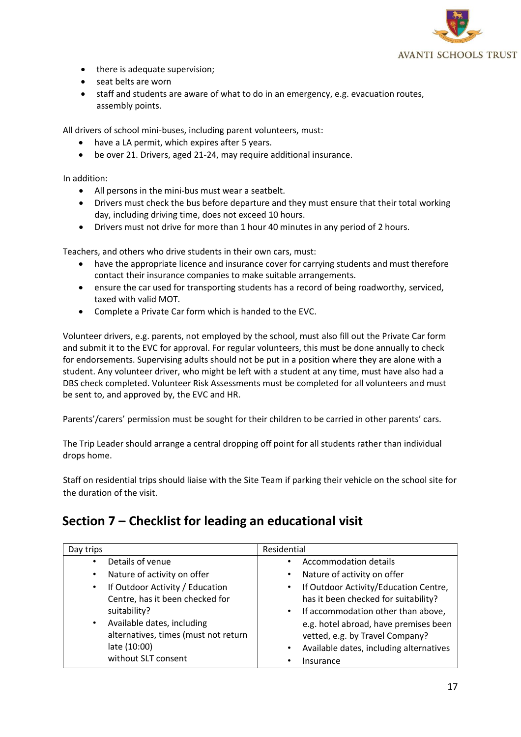- there is adequate supervision;
- seat belts are worn
- staff and students are aware of what to do in an emergency, e.g. evacuation routes, assembly points.

All drivers of school mini-buses, including parent volunteers, must:

- have a LA permit, which expires after 5 years.
- be over 21. Drivers, aged 21-24, may require additional insurance.

In addition:

- All persons in the mini-bus must wear a seatbelt.
- Drivers must check the bus before departure and they must ensure that their total working day, including driving time, does not exceed 10 hours.
- Drivers must not drive for more than 1 hour 40 minutes in any period of 2 hours.

Teachers, and others who drive students in their own cars, must:

- have the appropriate licence and insurance cover for carrying students and must therefore contact their insurance companies to make suitable arrangements.
- ensure the car used for transporting students has a record of being roadworthy, serviced, taxed with valid MOT.
- Complete a Private Car form which is handed to the EVC.

Volunteer drivers, e.g. parents, not employed by the school, must also fill out the Private Car form and submit it to the EVC for approval. For regular volunteers, this must be done annually to check for endorsements. Supervising adults should not be put in a position where they are alone with a student. Any volunteer driver, who might be left with a student at any time, must have also had a DBS check completed. Volunteer Risk Assessments must be completed for all volunteers and must be sent to, and approved by, the EVC and HR.

Parents'/carers' permission must be sought for their children to be carried in other parents' cars.

The Trip Leader should arrange a central dropping off point for all students rather than individual drops home.

Staff on residential trips should liaise with the Site Team if parking their vehicle on the school site for the duration of the visit.

## Section 7 – Checklist for leading an educational visit

| Day trips | Residential |
|---|---|
| • Details of venue<br>• Nature of activity on offer<br>• If Outdoor Activity / Education Centre, has it been checked for suitability?<br>• Available dates, including alternatives, times (must not return late (10:00) without SLT consent | • Accommodation details<br>• Nature of activity on offer<br>• If Outdoor Activity/Education Centre, has it been checked for suitability?<br>• If accommodation other than above, e.g. hotel abroad, have premises been vetted, e.g. by Travel Company?<br>• Available dates, including alternatives<br>• Insurance |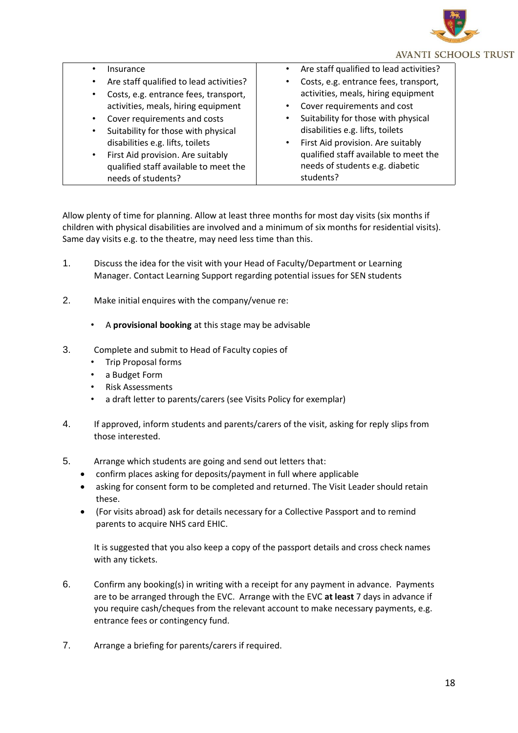| • Insurance<br>• Are staff qualified to lead activities?<br>• Costs, e.g. entrance fees, transport, activities, meals, hiring equipment<br>• Cover requirements and costs<br>• Suitability for those with physical disabilities e.g. lifts, toilets<br>• First Aid provision. Are suitably qualified staff available to meet the needs of students? | • Are staff qualified to lead activities?<br>• Costs, e.g. entrance fees, transport, activities, meals, hiring equipment<br>• Cover requirements and cost<br>• Suitability for those with physical disabilities e.g. lifts, toilets<br>• First Aid provision. Are suitably qualified staff available to meet the needs of students e.g. diabetic students? |
|---|---|

Allow plenty of time for planning. Allow at least three months for most day visits (six months if children with physical disabilities are involved and a minimum of six months for residential visits). Same day visits e.g. to the theatre, may need less time than this.

1. Discuss the idea for the visit with your Head of Faculty/Department or Learning Manager. Contact Learning Support regarding potential issues for SEN students

2. Make initial enquires with the company/venue re:

   - A **provisional booking** at this stage may be advisable

3. Complete and submit to Head of Faculty copies of
   - Trip Proposal forms
   - a Budget Form
   - Risk Assessments
   - a draft letter to parents/carers (see Visits Policy for exemplar)

4. If approved, inform students and parents/carers of the visit, asking for reply slips from those interested.

5. Arrange which students are going and send out letters that:
   - confirm places asking for deposits/payment in full where applicable
   - asking for consent form to be completed and returned. The Visit Leader should retain these.
   - (For visits abroad) ask for details necessary for a Collective Passport and to remind parents to acquire NHS card EHIC.

   It is suggested that you also keep a copy of the passport details and cross check names with any tickets.

6. Confirm any booking(s) in writing with a receipt for any payment in advance. Payments are to be arranged through the EVC. Arrange with the EVC **at least** 7 days in advance if you require cash/cheques from the relevant account to make necessary payments, e.g. entrance fees or contingency fund.

7. Arrange a briefing for parents/carers if required.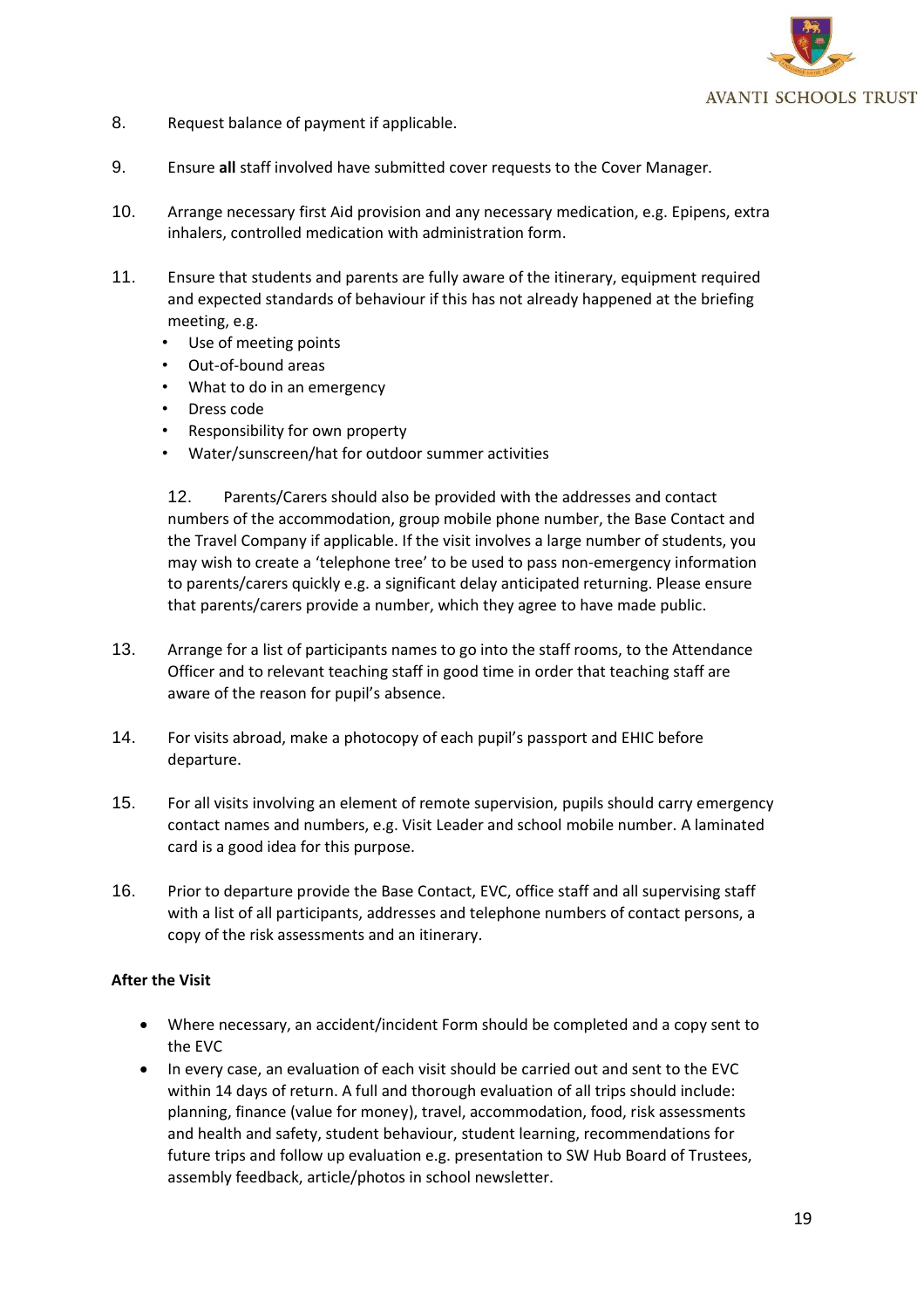8. Request balance of payment if applicable.

9. Ensure **all** staff involved have submitted cover requests to the Cover Manager.

10. Arrange necessary first Aid provision and any necessary medication, e.g. Epipens, extra inhalers, controlled medication with administration form.

11. Ensure that students and parents are fully aware of the itinerary, equipment required and expected standards of behaviour if this has not already happened at the briefing meeting, e.g.
    - Use of meeting points
    - Out-of-bound areas
    - What to do in an emergency
    - Dress code
    - Responsibility for own property
    - Water/sunscreen/hat for outdoor summer activities

12. Parents/Carers should also be provided with the addresses and contact numbers of the accommodation, group mobile phone number, the Base Contact and the Travel Company if applicable. If the visit involves a large number of students, you may wish to create a 'telephone tree' to be used to pass non-emergency information to parents/carers quickly e.g. a significant delay anticipated returning. Please ensure that parents/carers provide a number, which they agree to have made public.

13. Arrange for a list of participants names to go into the staff rooms, to the Attendance Officer and to relevant teaching staff in good time in order that teaching staff are aware of the reason for pupil's absence.

14. For visits abroad, make a photocopy of each pupil's passport and EHIC before departure.

15. For all visits involving an element of remote supervision, pupils should carry emergency contact names and numbers, e.g. Visit Leader and school mobile number. A laminated card is a good idea for this purpose.

16. Prior to departure provide the Base Contact, EVC, office staff and all supervising staff with a list of all participants, addresses and telephone numbers of contact persons, a copy of the risk assessments and an itinerary.

**After the Visit**

- Where necessary, an accident/incident Form should be completed and a copy sent to the EVC
- In every case, an evaluation of each visit should be carried out and sent to the EVC within 14 days of return. A full and thorough evaluation of all trips should include: planning, finance (value for money), travel, accommodation, food, risk assessments and health and safety, student behaviour, student learning, recommendations for future trips and follow up evaluation e.g. presentation to SW Hub Board of Trustees, assembly feedback, article/photos in school newsletter.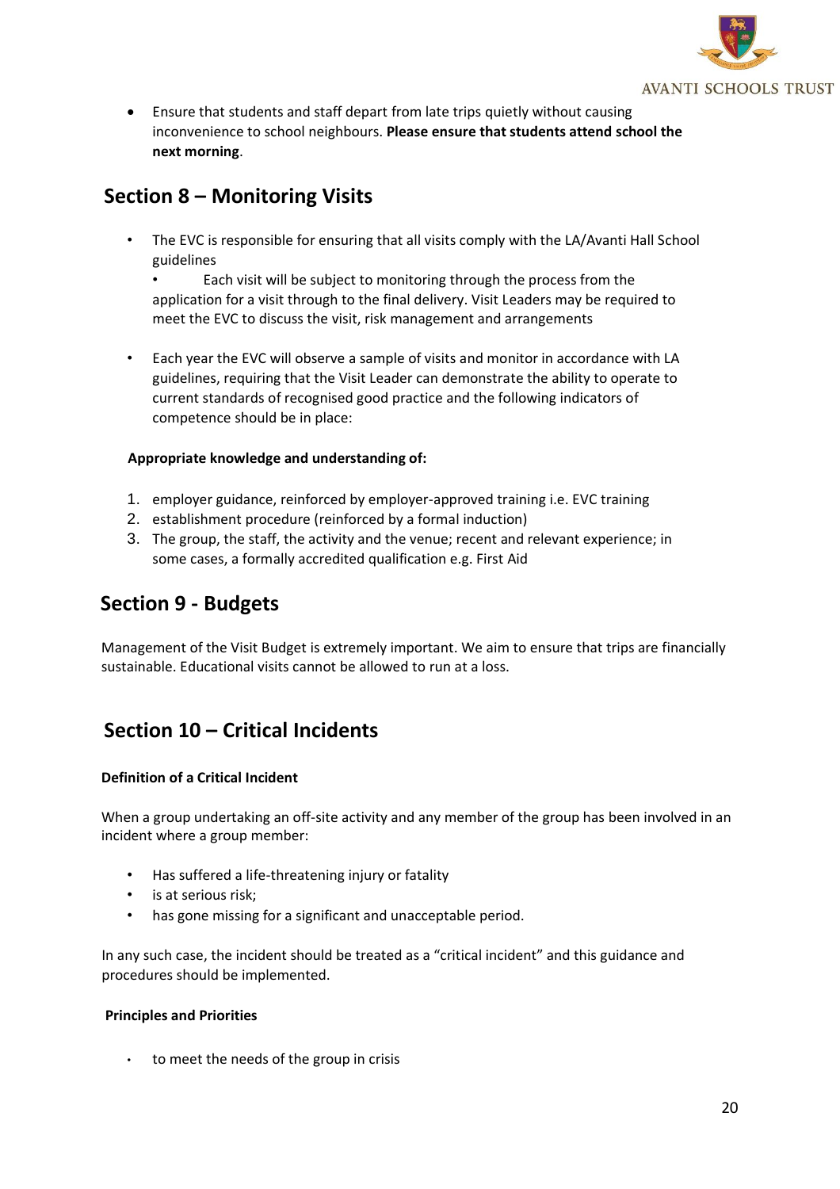- Ensure that students and staff depart from late trips quietly without causing inconvenience to school neighbours. **Please ensure that students attend school the next morning**.

## Section 8 – Monitoring Visits

- The EVC is responsible for ensuring that all visits comply with the LA/Avanti Hall School guidelines
  - Each visit will be subject to monitoring through the process from the application for a visit through to the final delivery. Visit Leaders may be required to meet the EVC to discuss the visit, risk management and arrangements

- Each year the EVC will observe a sample of visits and monitor in accordance with LA guidelines, requiring that the Visit Leader can demonstrate the ability to operate to current standards of recognised good practice and the following indicators of competence should be in place:

**Appropriate knowledge and understanding of:**

1. employer guidance, reinforced by employer-approved training i.e. EVC training
2. establishment procedure (reinforced by a formal induction)
3. The group, the staff, the activity and the venue; recent and relevant experience; in some cases, a formally accredited qualification e.g. First Aid

## Section 9 - Budgets

Management of the Visit Budget is extremely important. We aim to ensure that trips are financially sustainable. Educational visits cannot be allowed to run at a loss.

## Section 10 – Critical Incidents

**Definition of a Critical Incident**

When a group undertaking an off-site activity and any member of the group has been involved in an incident where a group member:

- Has suffered a life-threatening injury or fatality
- is at serious risk;
- has gone missing for a significant and unacceptable period.

In any such case, the incident should be treated as a “critical incident” and this guidance and procedures should be implemented.

**Principles and Priorities**

- to meet the needs of the group in crisis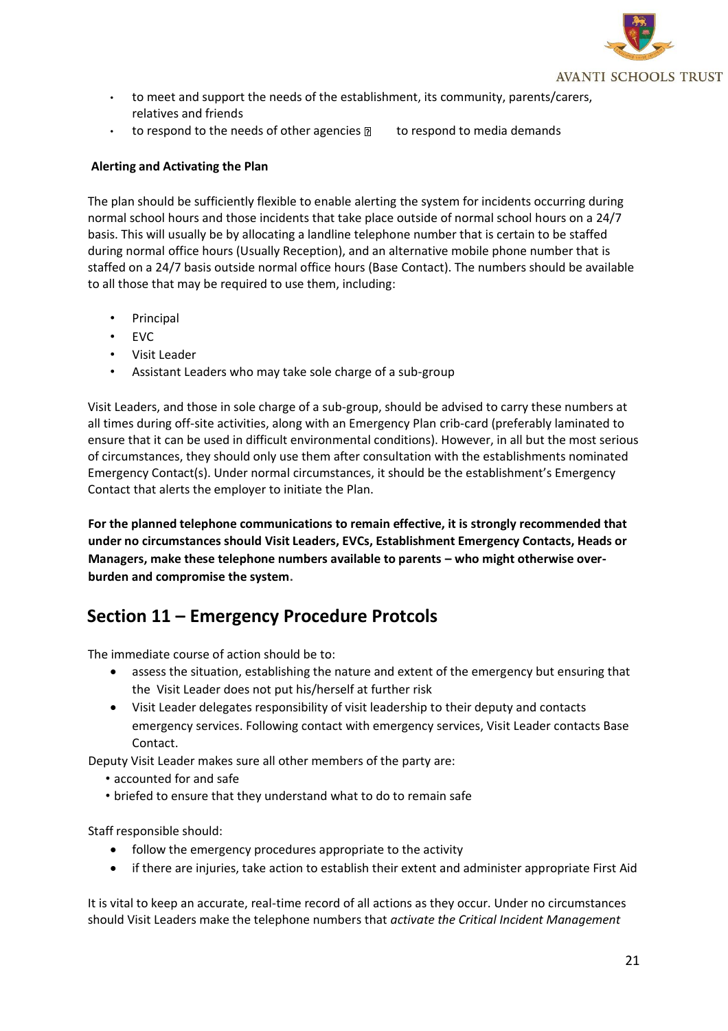- to meet and support the needs of the establishment, its community, parents/carers, relatives and friends
- to respond to the needs of other agencies  to respond to media demands

**Alerting and Activating the Plan**

The plan should be sufficiently flexible to enable alerting the system for incidents occurring during normal school hours and those incidents that take place outside of normal school hours on a 24/7 basis. This will usually be by allocating a landline telephone number that is certain to be staffed during normal office hours (Usually Reception), and an alternative mobile phone number that is staffed on a 24/7 basis outside normal office hours (Base Contact). The numbers should be available to all those that may be required to use them, including:

- Principal
- EVC
- Visit Leader
- Assistant Leaders who may take sole charge of a sub-group

Visit Leaders, and those in sole charge of a sub-group, should be advised to carry these numbers at all times during off-site activities, along with an Emergency Plan crib-card (preferably laminated to ensure that it can be used in difficult environmental conditions). However, in all but the most serious of circumstances, they should only use them after consultation with the establishments nominated Emergency Contact(s). Under normal circumstances, it should be the establishment's Emergency Contact that alerts the employer to initiate the Plan.

**For the planned telephone communications to remain effective, it is strongly recommended that under no circumstances should Visit Leaders, EVCs, Establishment Emergency Contacts, Heads or Managers, make these telephone numbers available to parents – who might otherwise over-burden and compromise the system.**

## Section 11 – Emergency Procedure Protcols

The immediate course of action should be to:

- assess the situation, establishing the nature and extent of the emergency but ensuring that the Visit Leader does not put his/herself at further risk
- Visit Leader delegates responsibility of visit leadership to their deputy and contacts emergency services. Following contact with emergency services, Visit Leader contacts Base Contact.

Deputy Visit Leader makes sure all other members of the party are:

- accounted for and safe
- briefed to ensure that they understand what to do to remain safe

Staff responsible should:

- follow the emergency procedures appropriate to the activity
- if there are injuries, take action to establish their extent and administer appropriate First Aid

It is vital to keep an accurate, real-time record of all actions as they occur. Under no circumstances should Visit Leaders make the telephone numbers that *activate the Critical Incident Management*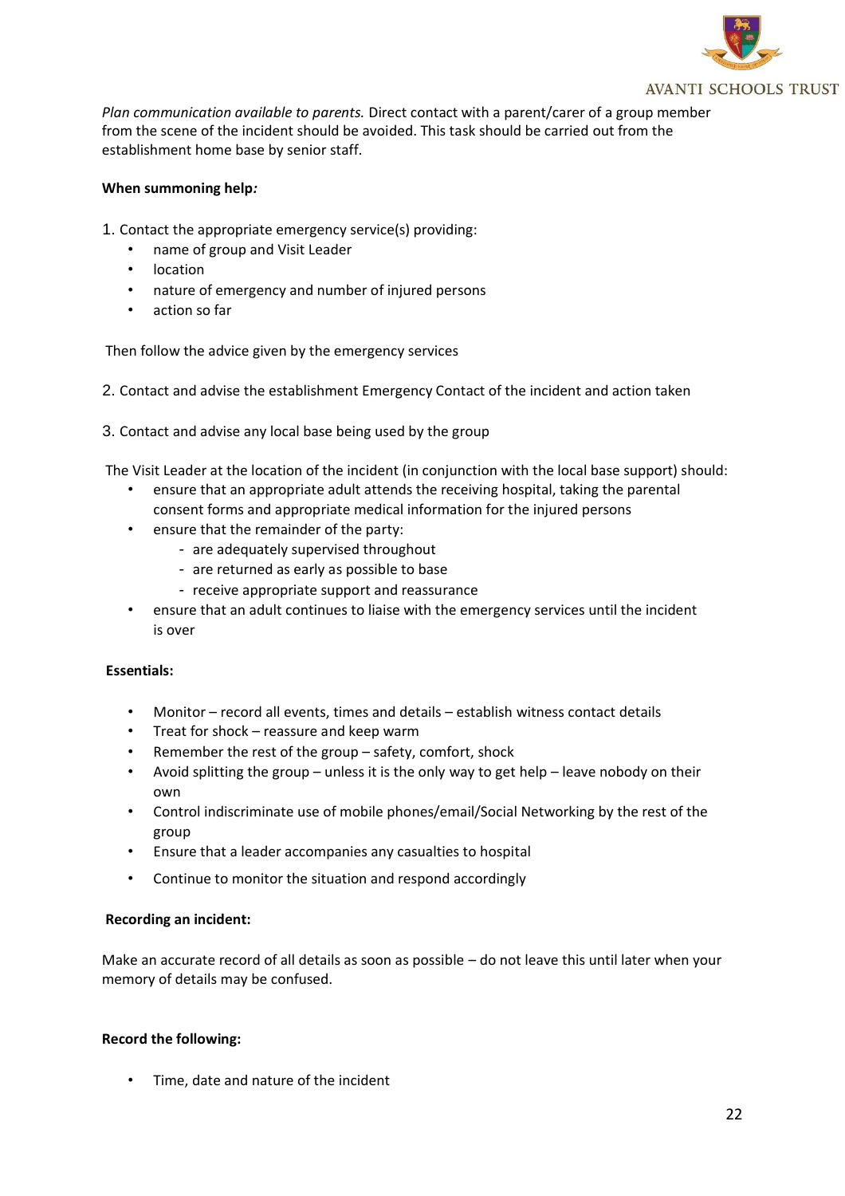*Plan communication available to parents.* Direct contact with a parent/carer of a group member from the scene of the incident should be avoided. This task should be carried out from the establishment home base by senior staff.

**When summoning help*:***

1. Contact the appropriate emergency service(s) providing:
    - name of group and Visit Leader
    - location
    - nature of emergency and number of injured persons
    - action so far

Then follow the advice given by the emergency services

2. Contact and advise the establishment Emergency Contact of the incident and action taken

3. Contact and advise any local base being used by the group

The Visit Leader at the location of the incident (in conjunction with the local base support) should:

- ensure that an appropriate adult attends the receiving hospital, taking the parental consent forms and appropriate medical information for the injured persons
- ensure that the remainder of the party:
    - are adequately supervised throughout
    - are returned as early as possible to base
    - receive appropriate support and reassurance
- ensure that an adult continues to liaise with the emergency services until the incident is over

**Essentials:**

- Monitor – record all events, times and details – establish witness contact details
- Treat for shock – reassure and keep warm
- Remember the rest of the group – safety, comfort, shock
- Avoid splitting the group – unless it is the only way to get help – leave nobody on their own
- Control indiscriminate use of mobile phones/email/Social Networking by the rest of the group
- Ensure that a leader accompanies any casualties to hospital
- Continue to monitor the situation and respond accordingly

**Recording an incident:**

Make an accurate record of all details as soon as possible – do not leave this until later when your memory of details may be confused.

**Record the following:**

- Time, date and nature of the incident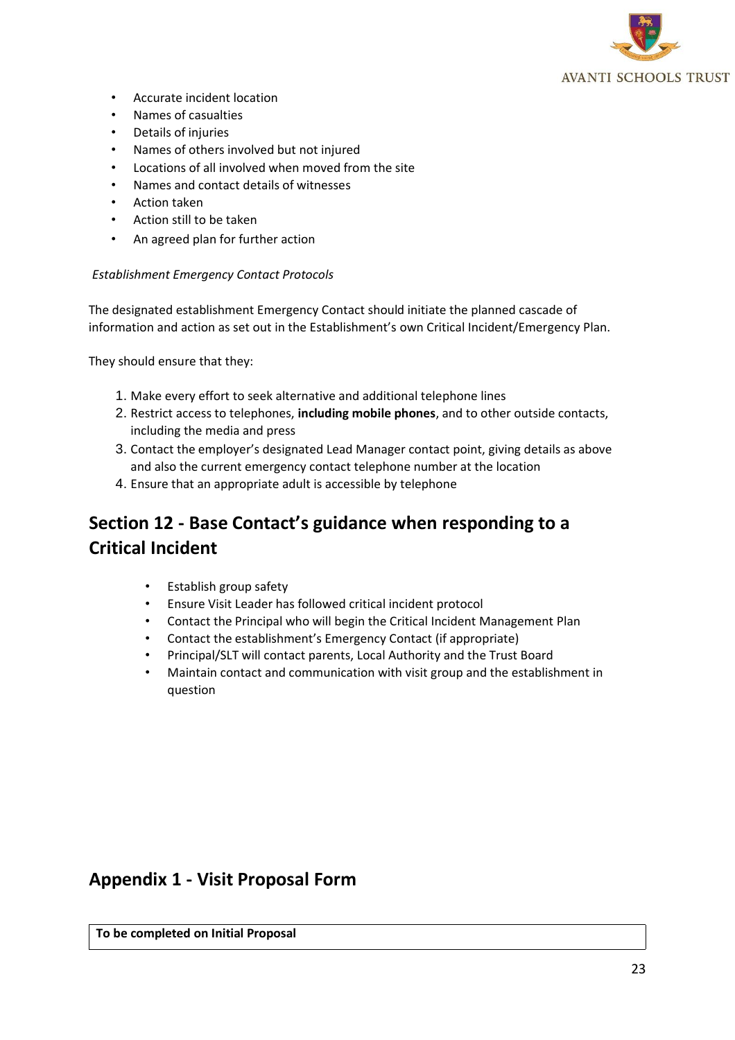- Accurate incident location
- Names of casualties
- Details of injuries
- Names of others involved but not injured
- Locations of all involved when moved from the site
- Names and contact details of witnesses
- Action taken
- Action still to be taken
- An agreed plan for further action

*Establishment Emergency Contact Protocols*

The designated establishment Emergency Contact should initiate the planned cascade of information and action as set out in the Establishment's own Critical Incident/Emergency Plan.

They should ensure that they:

1. Make every effort to seek alternative and additional telephone lines
2. Restrict access to telephones, **including mobile phones**, and to other outside contacts, including the media and press
3. Contact the employer's designated Lead Manager contact point, giving details as above and also the current emergency contact telephone number at the location
4. Ensure that an appropriate adult is accessible by telephone

## Section 12 - Base Contact's guidance when responding to a Critical Incident

- Establish group safety
- Ensure Visit Leader has followed critical incident protocol
- Contact the Principal who will begin the Critical Incident Management Plan
- Contact the establishment's Emergency Contact (if appropriate)
- Principal/SLT will contact parents, Local Authority and the Trust Board
- Maintain contact and communication with visit group and the establishment in question

## Appendix 1 - Visit Proposal Form

| **To be completed on Initial Proposal** |
|---|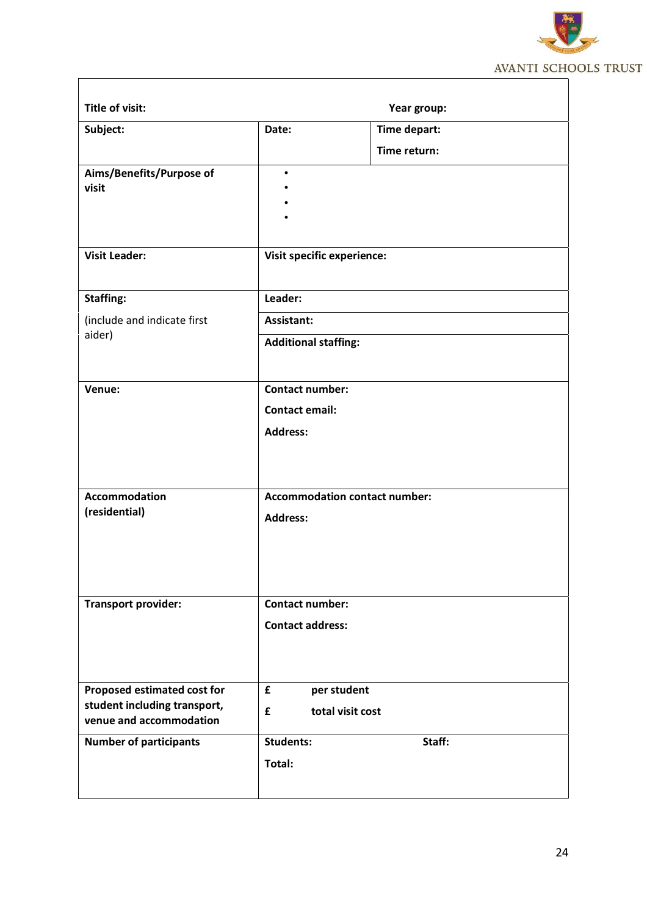AVANTI SCHOOLS TRUST

| Title of visit: | | Year group: |
|---|---|---|
| **Subject:** | **Date:** | **Time depart:**<br>**Time return:** |
| **Aims/Benefits/Purpose of visit** | • <br>• <br>• <br>• | |
| **Visit Leader:** | **Visit specific experience:** | |
| **Staffing:**<br>(include and indicate first aider) | **Leader:**<br>**Assistant:**<br>**Additional staffing:** | |
| **Venue:** | **Contact number:**<br>**Contact email:**<br>**Address:** | |
| **Accommodation (residential)** | **Accommodation contact number:**<br>**Address:** | |
| **Transport provider:** | **Contact number:**<br>**Contact address:** | |
| **Proposed estimated cost for student including transport, venue and accommodation** | **£ per student**<br>**£ total visit cost** | |
| **Number of participants** | **Students:**<br>**Total:** | **Staff:** |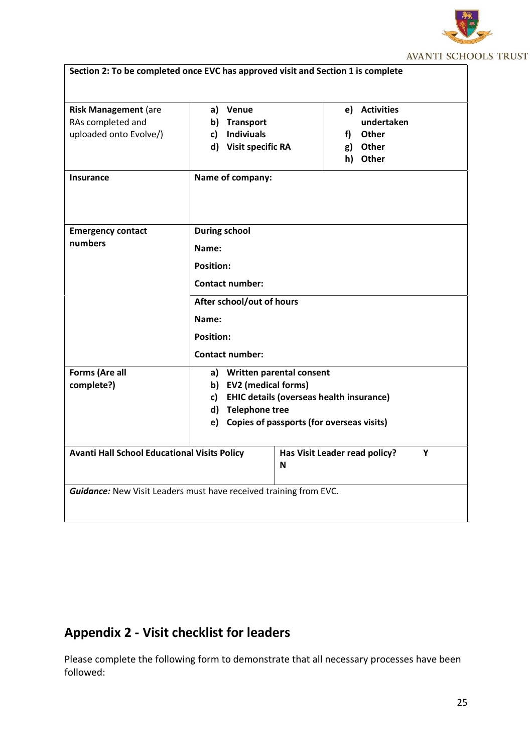| Section 2: To be completed once EVC has approved visit and Section 1 is complete | | |
|---|---|---|
| **Risk Management** (are RAs completed and uploaded onto Evolve/) | **a) Venue**<br>**b) Transport**<br>**c) Indiviuals**<br>**d) Visit specific RA** | **e) Activities undertaken**<br>**f) Other**<br>**g) Other**<br>**h) Other** |
| **Insurance** | **Name of company:** | |
| **Emergency contact numbers** | **During school**<br>**Name:**<br>**Position:**<br>**Contact number:** | |
| | **After school/out of hours**<br>**Name:**<br>**Position:**<br>**Contact number:** | |
| **Forms (Are all complete?)** | **a) Written parental consent**<br>**b) EV2 (medical forms)**<br>**c) EHIC details (overseas health insurance)**<br>**d) Telephone tree**<br>**e) Copies of passports (for overseas visits)** | |
| **Avanti Hall School Educational Visits Policy** | **Has Visit Leader read policy? Y N** | |
| ***Guidance:*** New Visit Leaders must have received training from EVC. | | |

## Appendix 2 - Visit checklist for leaders

Please complete the following form to demonstrate that all necessary processes have been followed: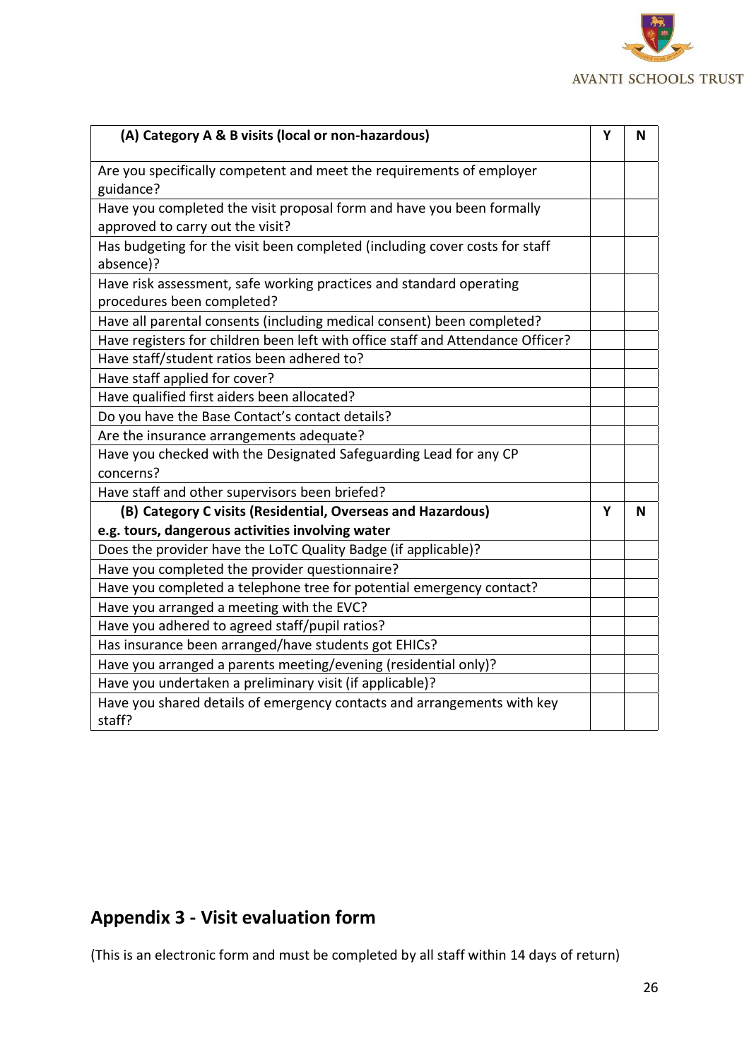| (A) Category A & B visits (local or non-hazardous) | Y | N |
|---|---|---|
| Are you specifically competent and meet the requirements of employer guidance? | | |
| Have you completed the visit proposal form and have you been formally approved to carry out the visit? | | |
| Has budgeting for the visit been completed (including cover costs for staff absence)? | | |
| Have risk assessment, safe working practices and standard operating procedures been completed? | | |
| Have all parental consents (including medical consent) been completed? | | |
| Have registers for children been left with office staff and Attendance Officer? | | |
| Have staff/student ratios been adhered to? | | |
| Have staff applied for cover? | | |
| Have qualified first aiders been allocated? | | |
| Do you have the Base Contact's contact details? | | |
| Are the insurance arrangements adequate? | | |
| Have you checked with the Designated Safeguarding Lead for any CP concerns? | | |
| Have staff and other supervisors been briefed? | | |
| **(B) Category C visits (Residential, Overseas and Hazardous) e.g. tours, dangerous activities involving water** | **Y** | **N** |
| Does the provider have the LoTC Quality Badge (if applicable)? | | |
| Have you completed the provider questionnaire? | | |
| Have you completed a telephone tree for potential emergency contact? | | |
| Have you arranged a meeting with the EVC? | | |
| Have you adhered to agreed staff/pupil ratios? | | |
| Has insurance been arranged/have students got EHICs? | | |
| Have you arranged a parents meeting/evening (residential only)? | | |
| Have you undertaken a preliminary visit (if applicable)? | | |
| Have you shared details of emergency contacts and arrangements with key staff? | | |

## Appendix 3 - Visit evaluation form

(This is an electronic form and must be completed by all staff within 14 days of return)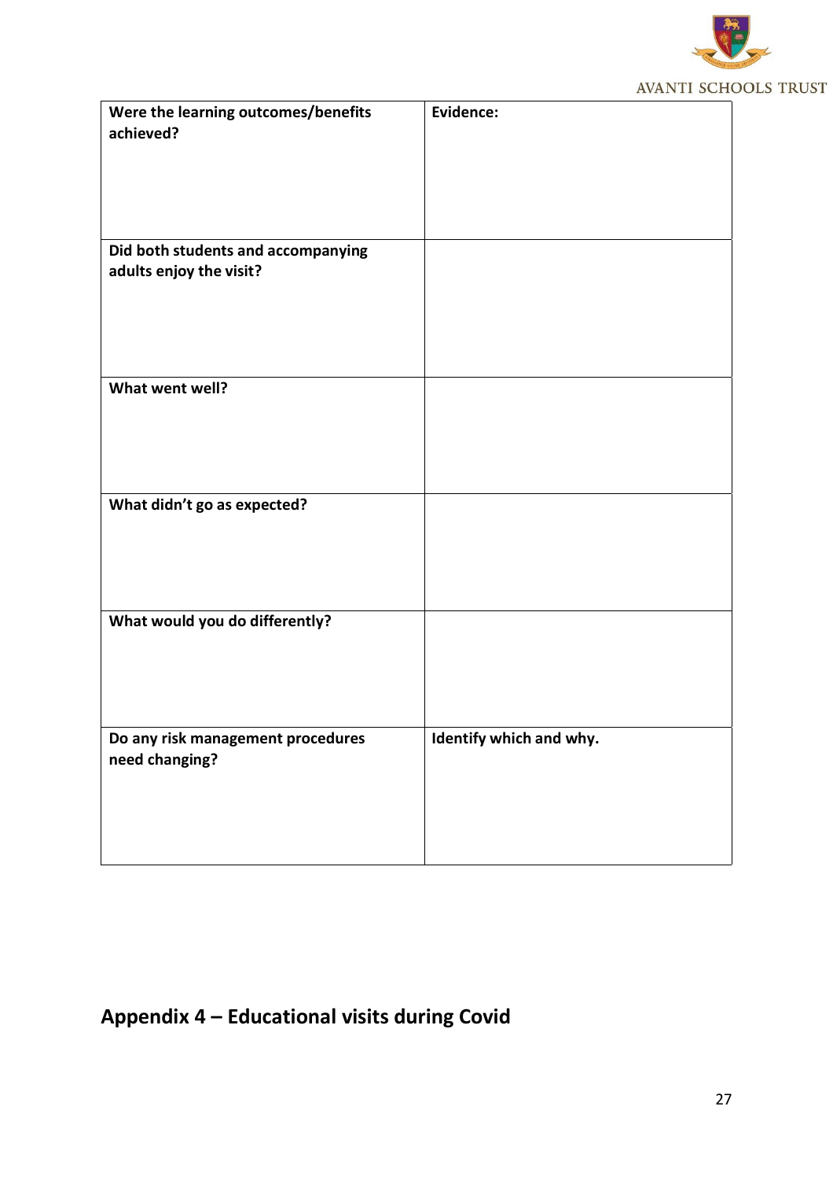| Were the learning outcomes/benefits achieved? | Evidence: |
|---|---|
| Did both students and accompanying adults enjoy the visit? | |
| What went well? | |
| What didn't go as expected? | |
| What would you do differently? | |
| Do any risk management procedures need changing? | Identify which and why. |

## Appendix 4 – Educational visits during Covid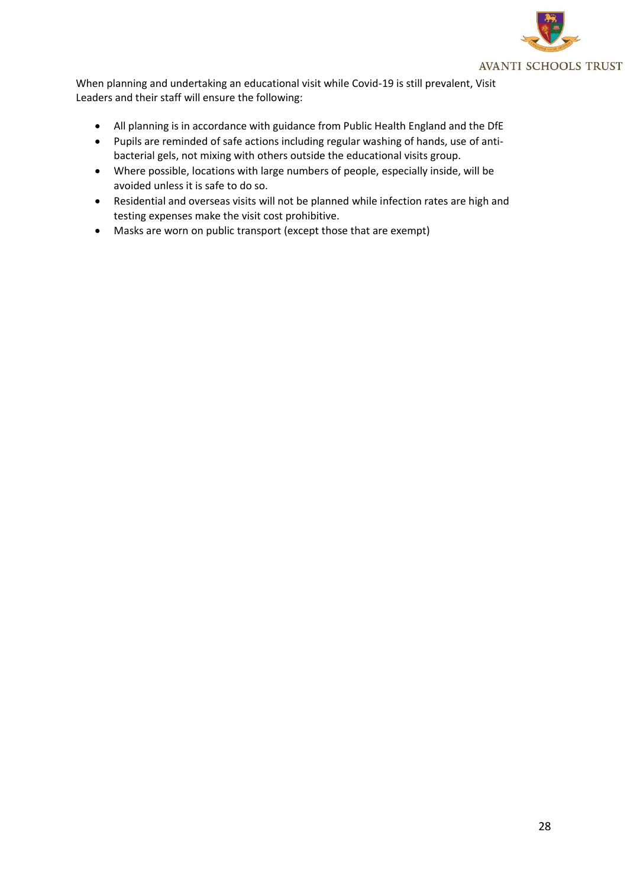When planning and undertaking an educational visit while Covid-19 is still prevalent, Visit Leaders and their staff will ensure the following:

- All planning is in accordance with guidance from Public Health England and the DfE
- Pupils are reminded of safe actions including regular washing of hands, use of anti-bacterial gels, not mixing with others outside the educational visits group.
- Where possible, locations with large numbers of people, especially inside, will be avoided unless it is safe to do so.
- Residential and overseas visits will not be planned while infection rates are high and testing expenses make the visit cost prohibitive.
- Masks are worn on public transport (except those that are exempt)